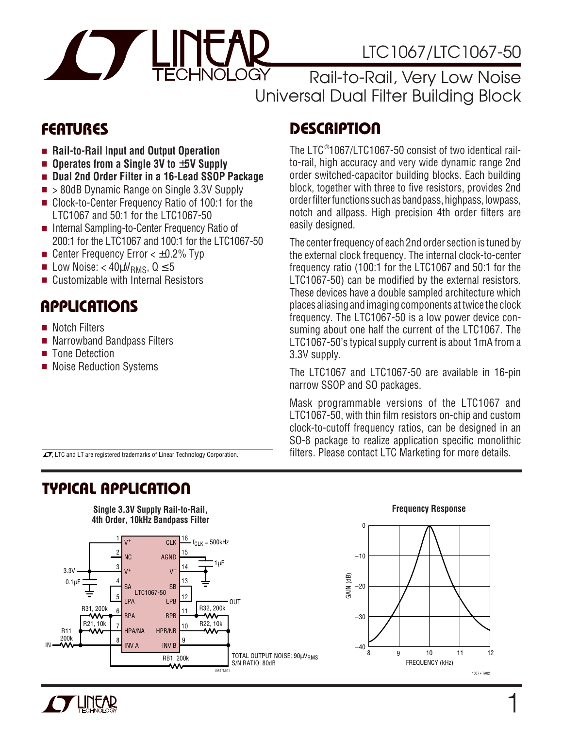# LTC1067/LTC1067-50

## Rail-to-Rail, Very Low Noise Universal Dual Filter Building Block

## FEATURES

- **Rail-to-Rail Input and Output Operation**
- **Operates from a Single 3V to ±5V Supply**
- **Dual 2nd Order Filter in a 16-Lead SSOP Package**
- > 80dB Dynamic Range on Single 3.3V Supply
- Clock-to-Center Frequency Ratio of 100:1 for the LTC1067 and 50:1 for the LTC1067-50
- Internal Sampling-to-Center Frequency Ratio of 200:1 for the LTC1067 and 100:1 for the LTC1067-50
- Center Frequency Error < ±0.2% Typ
- Low Noise: < 40µV$_{RMS}$, Q ≤ 5
- Customizable with Internal Resistors

## APPLICATIONS

- Notch Filters
- Narrowband Bandpass Filters
- Tone Detection
- Noise Reduction Systems

## DESCRIPTION

The LTC®1067/LTC1067-50 consist of two identical rail-to-rail, high accuracy and very wide dynamic range 2nd order switched-capacitor building blocks. Each building block, together with three to five resistors, provides 2nd order filter functions such as bandpass, highpass, lowpass, notch and allpass. High precision 4th order filters are easily designed.

The center frequency of each 2nd order section is tuned by the external clock frequency. The internal clock-to-center frequency ratio (100:1 for the LTC1067 and 50:1 for the LTC1067-50) can be modified by the external resistors. These devices have a double sampled architecture which places aliasing and imaging components at twice the clock frequency. The LTC1067-50 is a low power device consuming about one half the current of the LTC1067. The LTC1067-50's typical supply current is about 1mA from a 3.3V supply.

The LTC1067 and LTC1067-50 are available in 16-pin narrow SSOP and SO packages.

Mask programmable versions of the LTC1067 and LTC1067-50, with thin film resistors on-chip and custom clock-to-cutoff frequency ratios, can be designed in an SO-8 package to realize application specific monolithic filters. Please contact LTC Marketing for more details.

LTC and LT are registered trademarks of Linear Technology Corporation.

## TYPICAL APPLICATION

**Single 3.3V Supply Rail-to-Rail, 4th Order, 10kHz Bandpass Filter**

TOTAL OUTPUT NOISE: 90µV$_{RMS}$
S/N RATIO: 80dB

**Frequency Response**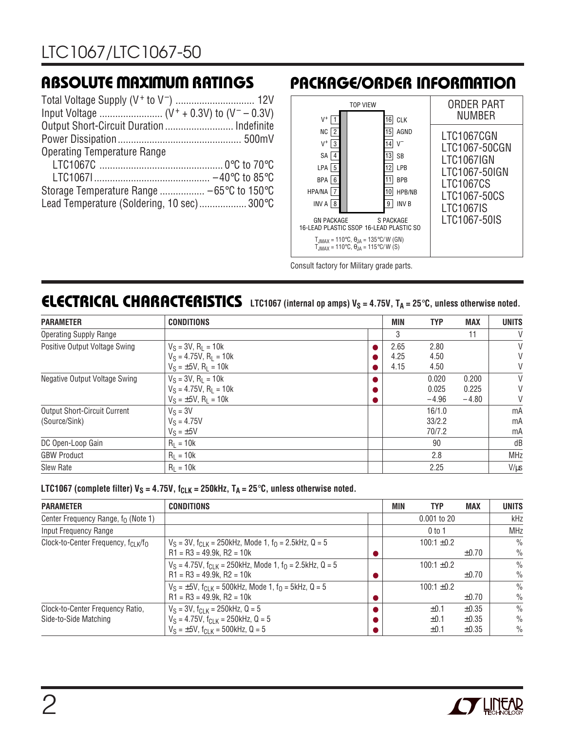## ABSOLUTE MAXIMUM RATINGS

Total Voltage Supply ($V^+$ to $V^-$) .............................. 12V
Input Voltage ........................ ($V^+$ + 0.3V) to ($V^-$ – 0.3V)
Output Short-Circuit Duration .......................... Indefinite
Power Dissipation ............................................... 500mV
Operating Temperature Range
LTC1067C ............................................... 0°C to 70°C
LTC1067I ............................................ –40°C to 85°C
Storage Temperature Range ................. –65°C to 150°C
Lead Temperature (Soldering, 10 sec) .................. 300°C

## PACKAGE/ORDER INFORMATION

TOP VIEW

| Pin | Name | Pin | Name |
|---|---|---|---|
| 1 | $V^+$ | 16 | CLK |
| 2 | NC | 15 | AGND |
| 3 | $V^+$ | 14 | $V^-$ |
| 4 | SA | 13 | SB |
| 5 | LPA | 12 | LPB |
| 6 | BPA | 11 | BPB |
| 7 | HPA/NA | 10 | HPB/NB |
| 8 | INV A | 9 | INV B |

GN PACKAGE 16-LEAD PLASTIC SSOP, S PACKAGE 16-LEAD PLASTIC SO

$T_{JMAX}$ = 110°C, $\theta_{JA}$ = 135°C/W (GN)
$T_{JMAX}$ = 110°C, $\theta_{JA}$ = 115°C/W (S)

ORDER PART NUMBER

LTC1067CGN
LTC1067-50CGN
LTC1067IGN
LTC1067-50IGN
LTC1067CS
LTC1067-50CS
LTC1067IS
LTC1067-50IS

Consult factory for Military grade parts.

## ELECTRICAL CHARACTERISTICS

**LTC1067 (internal op amps) $V_S$ = 4.75V, $T_A$ = 25°C, unless otherwise noted.**

| PARAMETER | CONDITIONS | | MIN | TYP | MAX | UNITS |
|---|---|---|---|---|---|---|
| Operating Supply Range | | | 3 | | 11 | V |
| Positive Output Voltage Swing | $V_S$ = 3V, $R_L$ = 10k<br>$V_S$ = 4.75V, $R_L$ = 10k<br>$V_S$ = ±5V, $R_L$ = 10k | ●<br>●<br>● | 2.65<br>4.25<br>4.15 | 2.80<br>4.50<br>4.50 | | V<br>V<br>V |
| Negative Output Voltage Swing | $V_S$ = 3V, $R_L$ = 10k<br>$V_S$ = 4.75V, $R_L$ = 10k<br>$V_S$ = ±5V, $R_L$ = 10k | ●<br>●<br>● | | 0.020<br>0.025<br>–4.96 | 0.200<br>0.225<br>–4.80 | V<br>V<br>V |
| Output Short-Circuit Current (Source/Sink) | $V_S$ = 3V<br>$V_S$ = 4.75V<br>$V_S$ = ±5V | | | 16/1.0<br>33/2.2<br>70/7.2 | | mA<br>mA<br>mA |
| DC Open-Loop Gain | $R_L$ = 10k | | | 90 | | dB |
| GBW Product | $R_L$ = 10k | | | 2.8 | | MHz |
| Slew Rate | $R_L$ = 10k | | | 2.25 | | V/µs |

**LTC1067 (complete filter) $V_S$ = 4.75V, $f_{CLK}$ = 250kHz, $T_A$ = 25°C, unless otherwise noted.**

| PARAMETER | CONDITIONS | | MIN | TYP | MAX | UNITS |
|---|---|---|---|---|---|---|
| Center Frequency Range, $f_O$ (Note 1) | | | | 0.001 to 20 | | kHz |
| Input Frequency Range | | | | 0 to 1 | | MHz |
| Clock-to-Center Frequency, $f_{CLK}/f_O$ | $V_S$ = 3V, $f_{CLK}$ = 250kHz, Mode 1, $f_O$ = 2.5kHz, Q = 5<br>R1 = R3 = 49.9k, R2 = 10k | <br>● | | 100:1 ±0.2 | <br>±0.70 | %<br>% |
| | $V_S$ = 4.75V, $f_{CLK}$ = 250kHz, Mode 1, $f_O$ = 2.5kHz, Q = 5<br>R1 = R3 = 49.9k, R2 = 10k | <br>● | | 100:1 ±0.2 | <br>±0.70 | %<br>% |
| | $V_S$ = ±5V, $f_{CLK}$ = 500kHz, Mode 1, $f_O$ = 5kHz, Q = 5<br>R1 = R3 = 49.9k, R2 = 10k | <br>● | | 100:1 ±0.2 | <br>±0.70 | %<br>% |
| Clock-to-Center Frequency Ratio, Side-to-Side Matching | $V_S$ = 3V, $f_{CLK}$ = 250kHz, Q = 5<br>$V_S$ = 4.75V, $f_{CLK}$ = 250kHz, Q = 5<br>$V_S$ = ±5V, $f_{CLK}$ = 500kHz, Q = 5 | ●<br>●<br>● | | ±0.1<br>±0.1<br>±0.1 | ±0.35<br>±0.35<br>±0.35 | %<br>%<br>% |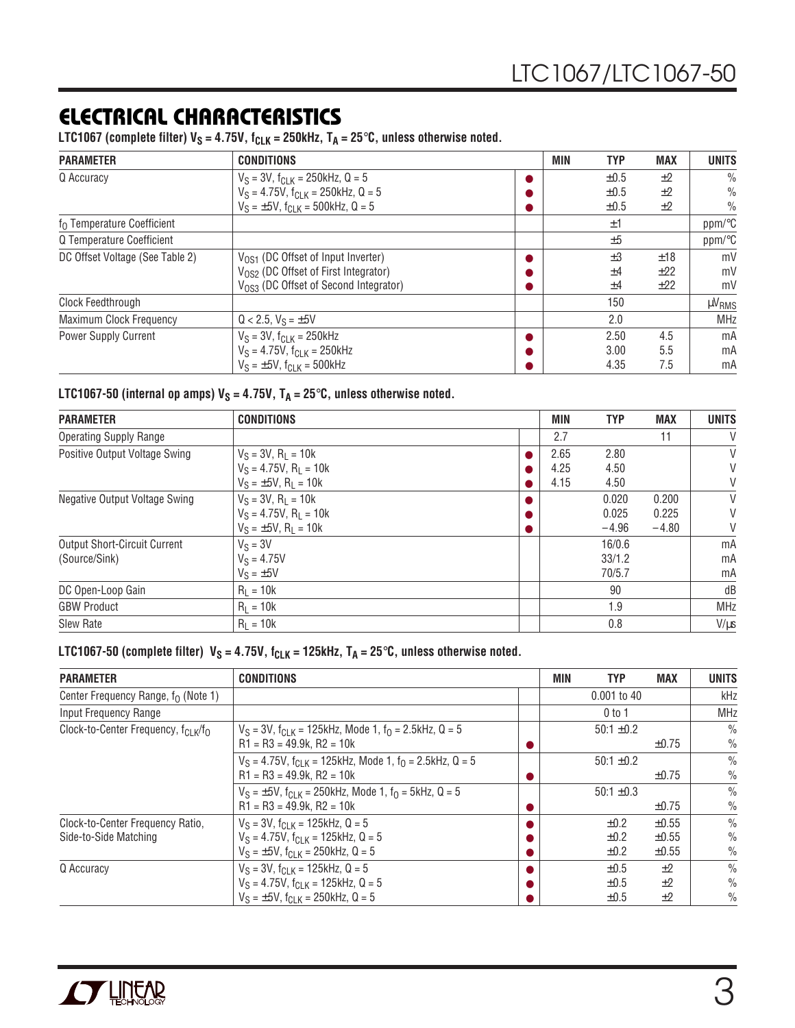## ELECTRICAL CHARACTERISTICS

**LTC1067 (complete filter) $V_S$ = 4.75V, $f_{CLK}$ = 250kHz, $T_A$ = 25°C, unless otherwise noted.**

| PARAMETER | CONDITIONS | | MIN | TYP | MAX | UNITS |
|---|---|---|---|---|---|---|
| Q Accuracy | $V_S$ = 3V, $f_{CLK}$ = 250kHz, Q = 5 | ● | | ±0.5 | ±2 | % |
| | $V_S$ = 4.75V, $f_{CLK}$ = 250kHz, Q = 5 | ● | | ±0.5 | ±2 | % |
| | $V_S$ = ±5V, $f_{CLK}$ = 500kHz, Q = 5 | ● | | ±0.5 | ±2 | % |
| $f_O$ Temperature Coefficient | | | | ±1 | | ppm/°C |
| Q Temperature Coefficient | | | | ±5 | | ppm/°C |
| DC Offset Voltage (See Table 2) | $V_{OS1}$ (DC Offset of Input Inverter) | ● | | ±3 | ±18 | mV |
| | $V_{OS2}$ (DC Offset of First Integrator) | ● | | ±4 | ±22 | mV |
| | $V_{OS3}$ (DC Offset of Second Integrator) | ● | | ±4 | ±22 | mV |
| Clock Feedthrough | | | | 150 | | $\mu V_{RMS}$ |
| Maximum Clock Frequency | Q < 2.5, $V_S$ = ±5V | | | 2.0 | | MHz |
| Power Supply Current | $V_S$ = 3V, $f_{CLK}$ = 250kHz | ● | | 2.50 | 4.5 | mA |
| | $V_S$ = 4.75V, $f_{CLK}$ = 250kHz | ● | | 3.00 | 5.5 | mA |
| | $V_S$ = ±5V, $f_{CLK}$ = 500kHz | ● | | 4.35 | 7.5 | mA |

**LTC1067-50 (internal op amps) $V_S$ = 4.75V, $T_A$ = 25°C, unless otherwise noted.**

| PARAMETER | CONDITIONS | | MIN | TYP | MAX | UNITS |
|---|---|---|---|---|---|---|
| Operating Supply Range | | | 2.7 | | 11 | V |
| Positive Output Voltage Swing | $V_S$ = 3V, $R_L$ = 10k | ● | 2.65 | 2.80 | | V |
| | $V_S$ = 4.75V, $R_L$ = 10k | ● | 4.25 | 4.50 | | V |
| | $V_S$ = ±5V, $R_L$ = 10k | ● | 4.15 | 4.50 | | V |
| Negative Output Voltage Swing | $V_S$ = 3V, $R_L$ = 10k | ● | | 0.020 | 0.200 | V |
| | $V_S$ = 4.75V, $R_L$ = 10k | ● | | 0.025 | 0.225 | V |
| | $V_S$ = ±5V, $R_L$ = 10k | ● | | −4.96 | −4.80 | V |
| Output Short-Circuit Current (Source/Sink) | $V_S$ = 3V | | | 16/0.6 | | mA |
| | $V_S$ = 4.75V | | | 33/1.2 | | mA |
| | $V_S$ = ±5V | | | 70/5.7 | | mA |
| DC Open-Loop Gain | $R_L$ = 10k | | | 90 | | dB |
| GBW Product | $R_L$ = 10k | | | 1.9 | | MHz |
| Slew Rate | $R_L$ = 10k | | | 0.8 | | V/µs |

**LTC1067-50 (complete filter) $V_S$ = 4.75V, $f_{CLK}$ = 125kHz, $T_A$ = 25°C, unless otherwise noted.**

| PARAMETER | CONDITIONS | | MIN | TYP | MAX | UNITS |
|---|---|---|---|---|---|---|
| Center Frequency Range, $f_O$ (Note 1) | | | | 0.001 to 40 | | kHz |
| Input Frequency Range | | | | 0 to 1 | | MHz |
| Clock-to-Center Frequency, $f_{CLK}/f_O$ | $V_S$ = 3V, $f_{CLK}$ = 125kHz, Mode 1, $f_O$ = 2.5kHz, Q = 5 | | | 50:1 ±0.2 | | % |
| | R1 = R3 = 49.9k, R2 = 10k | ● | | | ±0.75 | % |
| | $V_S$ = 4.75V, $f_{CLK}$ = 125kHz, Mode 1, $f_O$ = 2.5kHz, Q = 5 | | | 50:1 ±0.2 | | % |
| | R1 = R3 = 49.9k, R2 = 10k | ● | | | ±0.75 | % |
| | $V_S$ = ±5V, $f_{CLK}$ = 250kHz, Mode 1, $f_O$ = 5kHz, Q = 5 | | | 50:1 ±0.3 | | % |
| | R1 = R3 = 49.9k, R2 = 10k | ● | | | ±0.75 | % |
| Clock-to-Center Frequency Ratio, Side-to-Side Matching | $V_S$ = 3V, $f_{CLK}$ = 125kHz, Q = 5 | ● | | ±0.2 | ±0.55 | % |
| | $V_S$ = 4.75V, $f_{CLK}$ = 125kHz, Q = 5 | ● | | ±0.2 | ±0.55 | % |
| | $V_S$ = ±5V, $f_{CLK}$ = 250kHz, Q = 5 | ● | | ±0.2 | ±0.55 | % |
| Q Accuracy | $V_S$ = 3V, $f_{CLK}$ = 125kHz, Q = 5 | ● | | ±0.5 | ±2 | % |
| | $V_S$ = 4.75V, $f_{CLK}$ = 125kHz, Q = 5 | ● | | ±0.5 | ±2 | % |
| | $V_S$ = ±5V, $f_{CLK}$ = 250kHz, Q = 5 | ● | | ±0.5 | ±2 | % |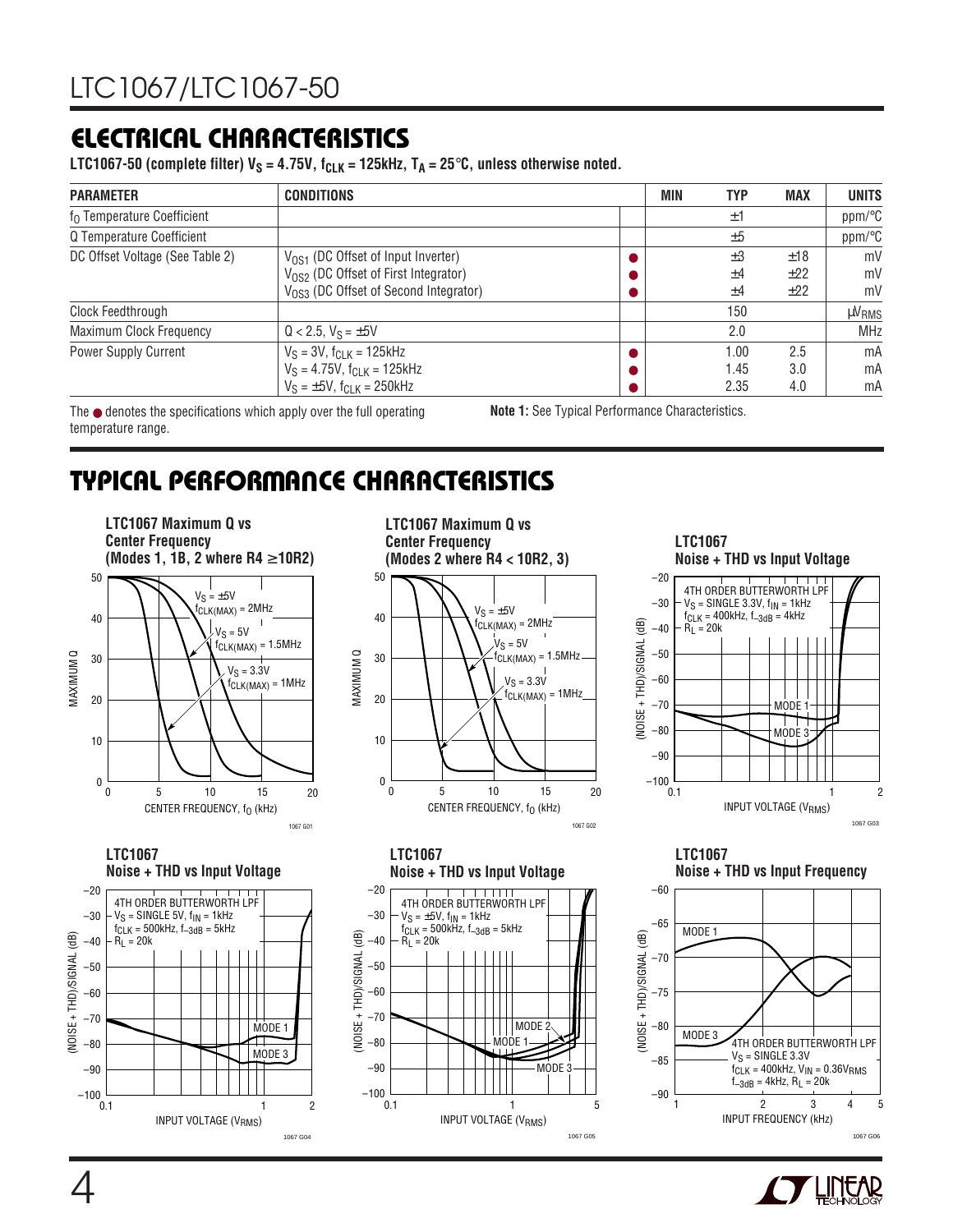## ELECTRICAL CHARACTERISTICS

**LTC1067-50 (complete filter) $V_S$ = 4.75V, $f_{CLK}$ = 125kHz, $T_A$ = 25°C, unless otherwise noted.**

| PARAMETER | CONDITIONS | | MIN | TYP | MAX | UNITS |
|---|---|---|---|---|---|---|
| $f_O$ Temperature Coefficient | | | | ±1 | | ppm/°C |
| Q Temperature Coefficient | | | | ±5 | | ppm/°C |
| DC Offset Voltage (See Table 2) | $V_{OS1}$ (DC Offset of Input Inverter) | ● | | ±3 | ±18 | mV |
| | $V_{OS2}$ (DC Offset of First Integrator) | ● | | ±4 | ±22 | mV |
| | $V_{OS3}$ (DC Offset of Second Integrator) | ● | | ±4 | ±22 | mV |
| Clock Feedthrough | | | | 150 | | $\mu V_{RMS}$ |
| Maximum Clock Frequency | Q < 2.5, $V_S$ = ±5V | | | 2.0 | | MHz |
| Power Supply Current | $V_S$ = 3V, $f_{CLK}$ = 125kHz | ● | | 1.00 | 2.5 | mA |
| | $V_S$ = 4.75V, $f_{CLK}$ = 125kHz | ● | | 1.45 | 3.0 | mA |
| | $V_S$ = ±5V, $f_{CLK}$ = 250kHz | ● | | 2.35 | 4.0 | mA |

The ● denotes the specifications which apply over the full operating temperature range.

**Note 1:** See Typical Performance Characteristics.

## TYPICAL PERFORMANCE CHARACTERISTICS

**LTC1067 Maximum Q vs Center Frequency (Modes 1, 1B, 2 where R4 ≥10R2)**

**LTC1067 Maximum Q vs Center Frequency (Modes 2 where R4 < 10R2, 3)**

**LTC1067 Noise + THD vs Input Voltage** (4TH ORDER BUTTERWORTH LPF, $V_S$ = SINGLE 3.3V, $f_{IN}$ = 1kHz, $f_{CLK}$ = 400kHz, $f_{-3dB}$ = 4kHz, $R_L$ = 20k)

**LTC1067 Noise + THD vs Input Voltage** (4TH ORDER BUTTERWORTH LPF, $V_S$ = SINGLE 5V, $f_{IN}$ = 1kHz, $f_{CLK}$ = 500kHz, $f_{-3dB}$ = 5kHz, $R_L$ = 20k)

**LTC1067 Noise + THD vs Input Voltage** (4TH ORDER BUTTERWORTH LPF, $V_S$ = ±5V, $f_{IN}$ = 1kHz, $f_{CLK}$ = 500kHz, $f_{-3dB}$ = 5kHz, $R_L$ = 20k)

**LTC1067 Noise + THD vs Input Frequency** (4TH ORDER BUTTERWORTH LPF, $V_S$ = SINGLE 3.3V, $f_{CLK}$ = 400kHz, $V_{IN}$ = 0.36$V_{RMS}$, $f_{-3dB}$ = 4kHz, $R_L$ = 20k)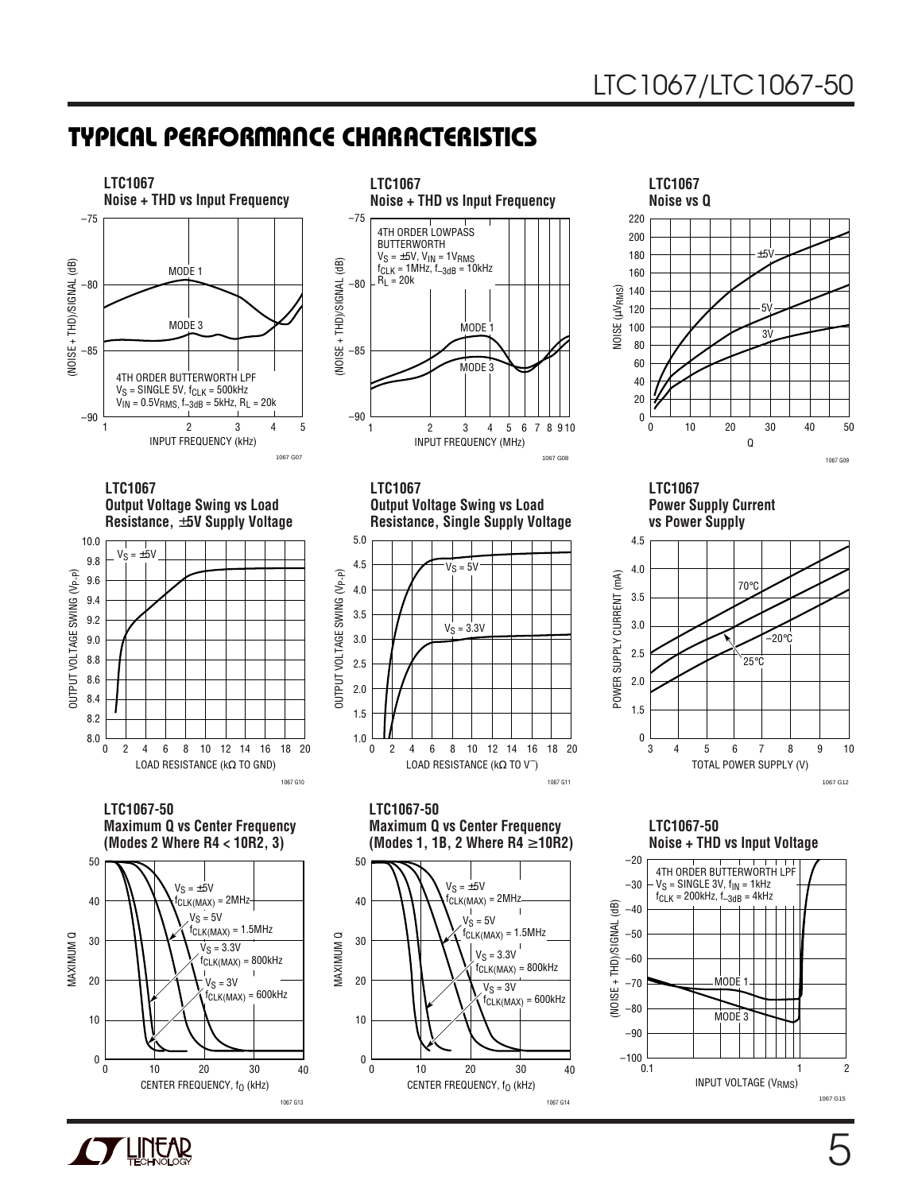## TYPICAL PERFORMANCE CHARACTERISTICS

**LTC1067**
**Noise + THD vs Input Frequency**

4TH ORDER BUTTERWORTH LPF
$V_S$ = SINGLE 5V, $f_{CLK}$ = 500kHz
$V_{IN}$ = 0.5$V_{RMS}$, $f_{-3dB}$ = 5kHz, $R_L$ = 20k

MODE 1
MODE 3

(NOISE + THD)/SIGNAL (dB) vs INPUT FREQUENCY (kHz)

1067 G07

**LTC1067**
**Noise + THD vs Input Frequency**

4TH ORDER LOWPASS BUTTERWORTH
$V_S$ = ±5V, $V_{IN}$ = 1$V_{RMS}$
$f_{CLK}$ = 1MHz, $f_{-3dB}$ = 10kHz
$R_L$ = 20k

MODE 1
MODE 3

(NOISE + THD)/SIGNAL (dB) vs INPUT FREQUENCY (MHz)

1067 G08

**LTC1067**
**Noise vs Q**

±5V
5V
3V

NOISE ($\mu V_{RMS}$) vs Q

1067 G09

**LTC1067**
**Output Voltage Swing vs Load Resistance, ±5V Supply Voltage**

$V_S$ = ±5V

OUTPUT VOLTAGE SWING ($V_{P-P}$) vs LOAD RESISTANCE (kΩ TO GND)

1067 G10

**LTC1067**
**Output Voltage Swing vs Load Resistance, Single Supply Voltage**

$V_S$ = 5V
$V_S$ = 3.3V

OUTPUT VOLTAGE SWING ($V_{P-P}$) vs LOAD RESISTANCE (kΩ TO $V^-$)

1067 G11

**LTC1067**
**Power Supply Current vs Power Supply**

70°C
–20°C
25°C

POWER SUPPLY CURRENT (mA) vs TOTAL POWER SUPPLY (V)

1067 G12

**LTC1067-50**
**Maximum Q vs Center Frequency (Modes 2 Where R4 < 10R2, 3)**

$V_S$ = ±5V, $f_{CLK(MAX)}$ = 2MHz
$V_S$ = 5V, $f_{CLK(MAX)}$ = 1.5MHz
$V_S$ = 3.3V, $f_{CLK(MAX)}$ = 800kHz
$V_S$ = 3V, $f_{CLK(MAX)}$ = 600kHz

MAXIMUM Q vs CENTER FREQUENCY, $f_O$ (kHz)

1067 G13

**LTC1067-50**
**Maximum Q vs Center Frequency (Modes 1, 1B, 2 Where R4 ≥10R2)**

$V_S$ = ±5V, $f_{CLK(MAX)}$ = 2MHz
$V_S$ = 5V, $f_{CLK(MAX)}$ = 1.5MHz
$V_S$ = 3.3V, $f_{CLK(MAX)}$ = 800kHz
$V_S$ = 3V, $f_{CLK(MAX)}$ = 600kHz

MAXIMUM Q vs CENTER FREQUENCY, $f_O$ (kHz)

1067 G14

**LTC1067-50**
**Noise + THD vs Input Voltage**

4TH ORDER BUTTERWORTH LPF
$V_S$ = SINGLE 3V, $f_{IN}$ = 1kHz
$f_{CLK}$ = 200kHz, $f_{-3dB}$ = 4kHz

MODE 1
MODE 3

(NOISE + THD)/SIGNAL (dB) vs INPUT VOLTAGE ($V_{RMS}$)

1067 G15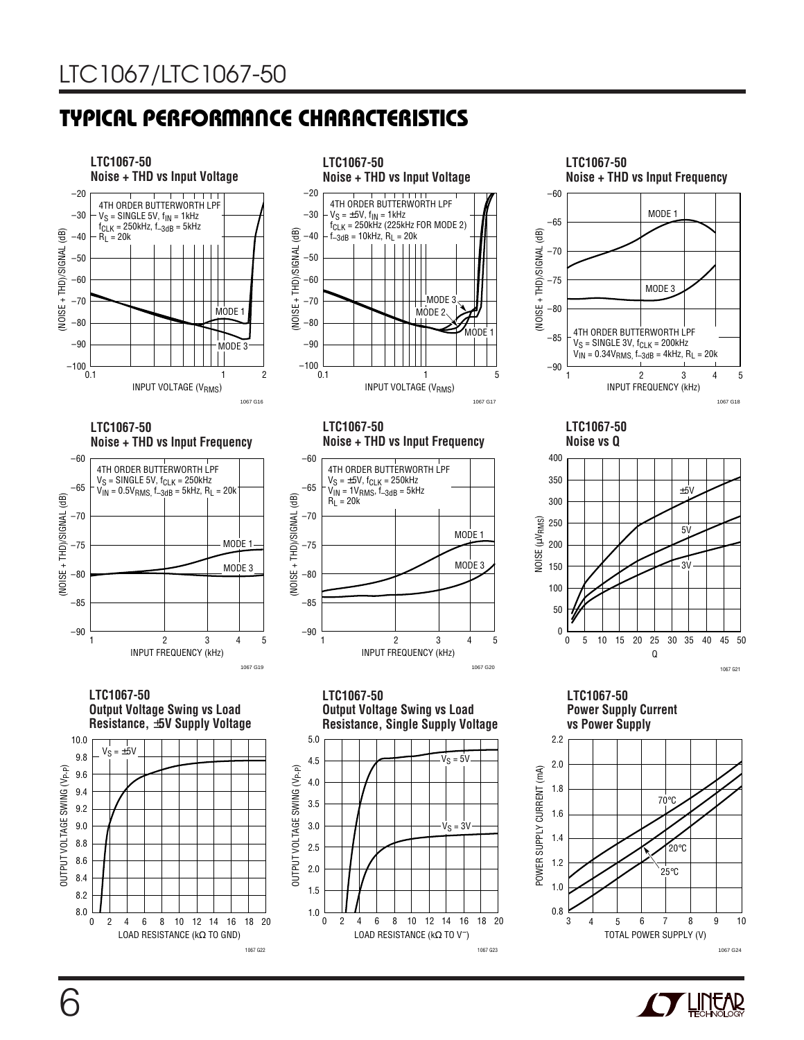## TYPICAL PERFORMANCE CHARACTERISTICS

**LTC1067-50 Noise + THD vs Input Voltage**

4TH ORDER BUTTERWORTH LPF
$V_S$ = SINGLE 5V, $f_{IN}$ = 1kHz
$f_{CLK}$ = 250kHz, $f_{-3dB}$ = 5kHz
$R_L$ = 20k

1067 G16

**LTC1067-50 Noise + THD vs Input Voltage**

4TH ORDER BUTTERWORTH LPF
$V_S$ = ±5V, $f_{IN}$ = 1kHz
$f_{CLK}$ = 250kHz (225kHz FOR MODE 2)
$f_{-3dB}$ = 10kHz, $R_L$ = 20k

1067 G17

**LTC1067-50 Noise + THD vs Input Frequency**

4TH ORDER BUTTERWORTH LPF
$V_S$ = SINGLE 3V, $f_{CLK}$ = 200kHz
$V_{IN}$ = 0.34$V_{RMS}$, $f_{-3dB}$ = 4kHz, $R_L$ = 20k

1067 G18

**LTC1067-50 Noise + THD vs Input Frequency**

4TH ORDER BUTTERWORTH LPF
$V_S$ = SINGLE 5V, $f_{CLK}$ = 250kHz
$V_{IN}$ = 0.5$V_{RMS}$, $f_{-3dB}$ = 5kHz, $R_L$ = 20k

1067 G19

**LTC1067-50 Noise + THD vs Input Frequency**

4TH ORDER BUTTERWORTH LPF
$V_S$ = ±5V, $f_{CLK}$ = 250kHz
$V_{IN}$ = 1$V_{RMS}$, $f_{-3dB}$ = 5kHz
$R_L$ = 20k

1067 G20

**LTC1067-50 Noise vs Q**

1067 G21

**LTC1067-50 Output Voltage Swing vs Load Resistance, ±5V Supply Voltage**

1067 G22

**LTC1067-50 Output Voltage Swing vs Load Resistance, Single Supply Voltage**

1067 G23

**LTC1067-50 Power Supply Current vs Power Supply**

1067 G24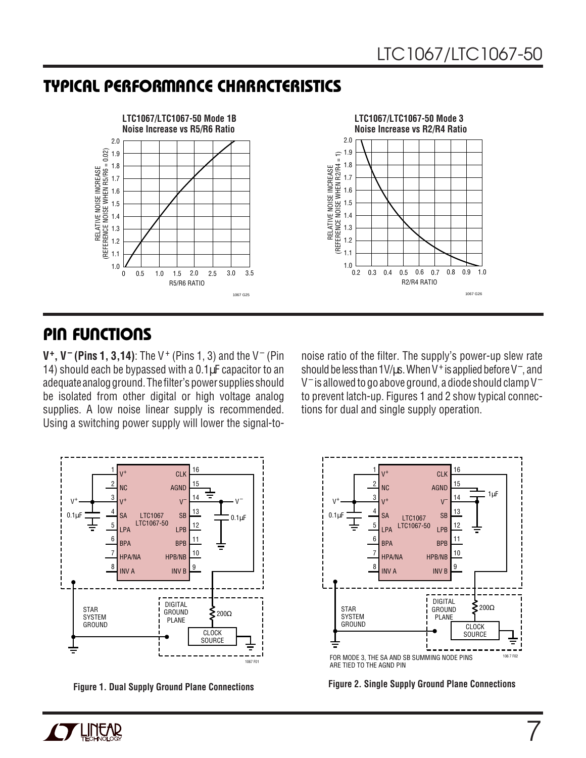## TYPICAL PERFORMANCE CHARACTERISTICS

**LTC1067/LTC1067-50 Mode 1B Noise Increase vs R5/R6 Ratio**

**LTC1067/LTC1067-50 Mode 3 Noise Increase vs R2/R4 Ratio**

## PIN FUNCTIONS

**$V^+$, $V^-$ (Pins 1, 3, 14)**: The $V^+$ (Pins 1, 3) and the $V^-$ (Pin 14) should each be bypassed with a 0.1µF capacitor to an adequate analog ground. The filter's power supplies should be isolated from other digital or high voltage analog supplies. A low noise linear supply is recommended. Using a switching power supply will lower the signal-to-noise ratio of the filter. The supply's power-up slew rate should be less than 1V/µs. When $V^+$ is applied before $V^-$, and $V^-$ is allowed to go above ground, a diode should clamp $V^-$ to prevent latch-up. Figures 1 and 2 show typical connections for dual and single supply operation.

**Figure 1. Dual Supply Ground Plane Connections**

FOR MODE 3, THE SA AND SB SUMMING NODE PINS ARE TIED TO THE AGND PIN

**Figure 2. Single Supply Ground Plane Connections**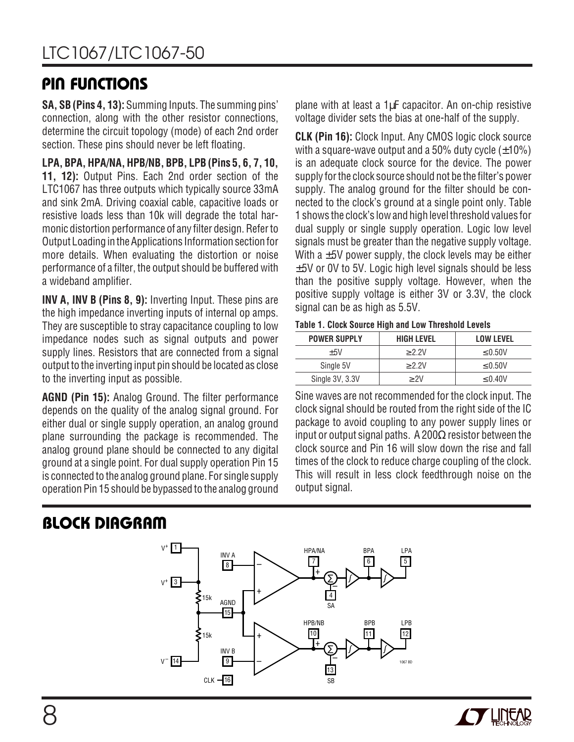## PIN FUNCTIONS

**SA, SB (Pins 4, 13):** Summing Inputs. The summing pins' connection, along with the other resistor connections, determine the circuit topology (mode) of each 2nd order section. These pins should never be left floating.

**LPA, BPA, HPA/NA, HPB/NB, BPB, LPB (Pins 5, 6, 7, 10, 11, 12):** Output Pins. Each 2nd order section of the LTC1067 has three outputs which typically source 33mA and sink 2mA. Driving coaxial cable, capacitive loads or resistive loads less than 10k will degrade the total harmonic distortion performance of any filter design. Refer to Output Loading in the Applications Information section for more details. When evaluating the distortion or noise performance of a filter, the output should be buffered with a wideband amplifier.

**INV A, INV B (Pins 8, 9):** Inverting Input. These pins are the high impedance inverting inputs of internal op amps. They are susceptible to stray capacitance coupling to low impedance nodes such as signal outputs and power supply lines. Resistors that are connected from a signal output to the inverting input pin should be located as close to the inverting input as possible.

**AGND (Pin 15):** Analog Ground. The filter performance depends on the quality of the analog signal ground. For either dual or single supply operation, an analog ground plane surrounding the package is recommended. The analog ground plane should be connected to any digital ground at a single point. For dual supply operation Pin 15 is connected to the analog ground plane. For single supply operation Pin 15 should be bypassed to the analog ground plane with at least a 1µF capacitor. An on-chip resistive voltage divider sets the bias at one-half of the supply.

**CLK (Pin 16):** Clock Input. Any CMOS logic clock source with a square-wave output and a 50% duty cycle (±10%) is an adequate clock source for the device. The power supply for the clock source should not be the filter's power supply. The analog ground for the filter should be connected to the clock's ground at a single point only. Table 1 shows the clock's low and high level threshold values for dual supply or single supply operation. Logic low level signals must be greater than the negative supply voltage. With a ±5V power supply, the clock levels may be either ±5V or 0V to 5V. Logic high level signals should be less than the positive supply voltage. However, when the positive supply voltage is either 3V or 3.3V, the clock signal can be as high as 5.5V.

**Table 1. Clock Source High and Low Threshold Levels**

| POWER SUPPLY | HIGH LEVEL | LOW LEVEL |
|---|---|---|
| ±5V | ≥2.2V | ≤0.50V |
| Single 5V | ≥2.2V | ≤0.50V |
| Single 3V, 3.3V | ≥2V | ≤0.40V |

Sine waves are not recommended for the clock input. The clock signal should be routed from the right side of the IC package to avoid coupling to any power supply lines or input or output signal paths. A 200Ω resistor between the clock source and Pin 16 will slow down the rise and fall times of the clock to reduce charge coupling of the clock. This will result in less clock feedthrough noise on the output signal.

## BLOCK DIAGRAM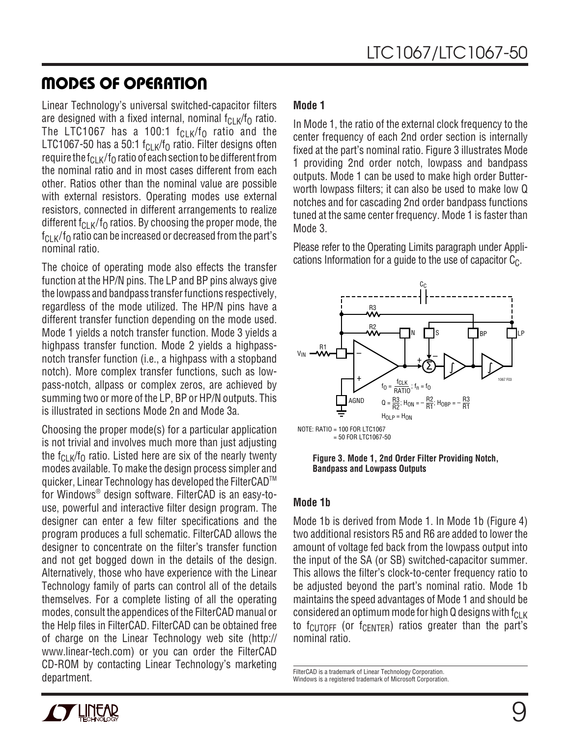# MODES OF OPERATION

Linear Technology's universal switched-capacitor filters are designed with a fixed internal, nominal $f_{CLK}/f_O$ ratio. The LTC1067 has a 100:1 $f_{CLK}/f_O$ ratio and the LTC1067-50 has a 50:1 $f_{CLK}/f_O$ ratio. Filter designs often require the $f_{CLK}/f_O$ ratio of each section to be different from the nominal ratio and in most cases different from each other. Ratios other than the nominal value are possible with external resistors. Operating modes use external resistors, connected in different arrangements to realize different $f_{CLK}/f_O$ ratios. By choosing the proper mode, the $f_{CLK}/f_O$ ratio can be increased or decreased from the part's nominal ratio.

The choice of operating mode also effects the transfer function at the HP/N pins. The LP and BP pins always give the lowpass and bandpass transfer functions respectively, regardless of the mode utilized. The HP/N pins have a different transfer function depending on the mode used. Mode 1 yields a notch transfer function. Mode 3 yields a highpass transfer function. Mode 2 yields a highpass-notch transfer function (i.e., a highpass with a stopband notch). More complex transfer functions, such as lowpass-notch, allpass or complex zeros, are achieved by summing two or more of the LP, BP or HP/N outputs. This is illustrated in sections Mode 2n and Mode 3a.

Choosing the proper mode(s) for a particular application is not trivial and involves much more than just adjusting the $f_{CLK}/f_O$ ratio. Listed here are six of the nearly twenty modes available. To make the design process simpler and quicker, Linear Technology has developed the FilterCAD™ for Windows® design software. FilterCAD is an easy-to-use, powerful and interactive filter design program. The designer can enter a few filter specifications and the program produces a full schematic. FilterCAD allows the designer to concentrate on the filter's transfer function and not get bogged down in the details of the design. Alternatively, those who have experience with the Linear Technology family of parts can control all of the details themselves. For a complete listing of all the operating modes, consult the appendices of the FilterCAD manual or the Help files in FilterCAD. FilterCAD can be obtained free of charge on the Linear Technology web site (http://www.linear-tech.com) or you can order the FilterCAD CD-ROM by contacting Linear Technology's marketing department.

### Mode 1

In Mode 1, the ratio of the external clock frequency to the center frequency of each 2nd order section is internally fixed at the part's nominal ratio. Figure 3 illustrates Mode 1 providing 2nd order notch, lowpass and bandpass outputs. Mode 1 can be used to make high order Butterworth lowpass filters; it can also be used to make low Q notches and for cascading 2nd order bandpass functions tuned at the same center frequency. Mode 1 is faster than Mode 3.

Please refer to the Operating Limits paragraph under Applications Information for a guide to the use of capacitor $C_C$.

$$f_O = \frac{f_{CLK}}{RATIO};\ f_n = f_O$$

$$Q = \frac{R3}{R2};\ H_{ON} = -\frac{R2}{R1};\ H_{OBP} = -\frac{R3}{R1}$$

$$H_{OLP} = H_{ON}$$

NOTE: RATIO = 100 FOR LTC1067
= 50 FOR LTC1067-50

**Figure 3. Mode 1, 2nd Order Filter Providing Notch, Bandpass and Lowpass Outputs**

### Mode 1b

Mode 1b is derived from Mode 1. In Mode 1b (Figure 4) two additional resistors R5 and R6 are added to lower the amount of voltage fed back from the lowpass output into the input of the SA (or SB) switched-capacitor summer. This allows the filter's clock-to-center frequency ratio to be adjusted beyond the part's nominal ratio. Mode 1b maintains the speed advantages of Mode 1 and should be considered an optimum mode for high Q designs with $f_{CLK}$ to $f_{CUTOFF}$ (or $f_{CENTER}$) ratios greater than the part's nominal ratio.

FilterCAD is a trademark of Linear Technology Corporation.
Windows is a registered trademark of Microsoft Corporation.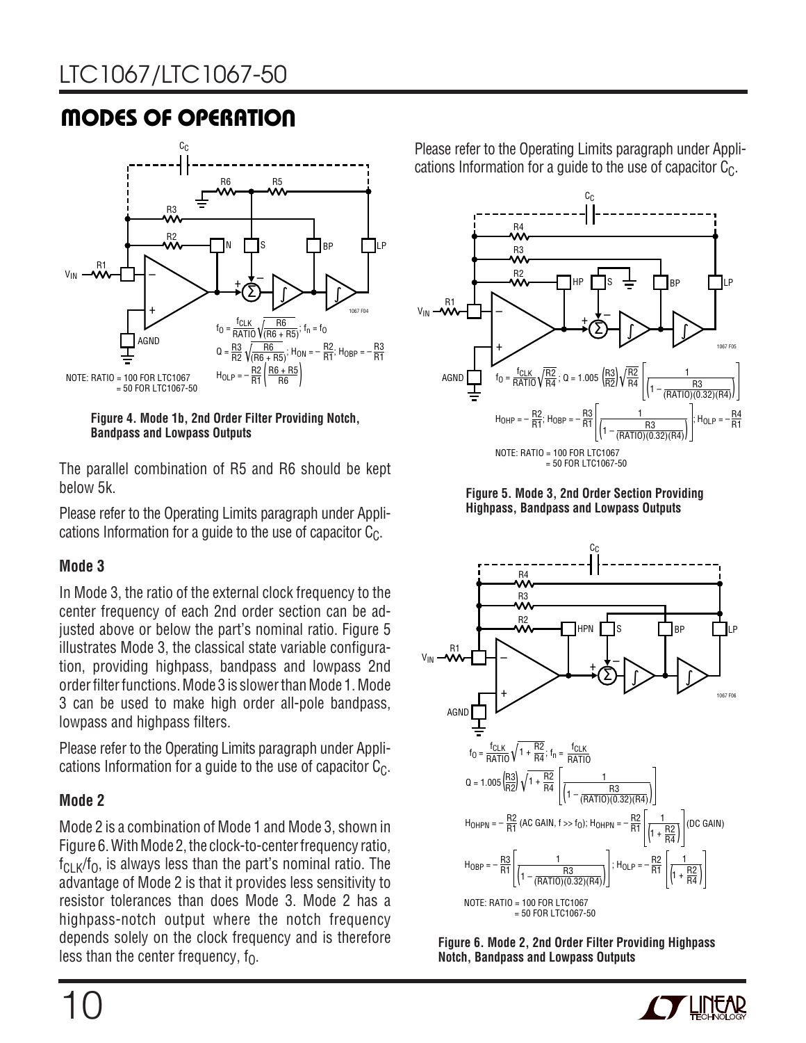## MODES OF OPERATION

$$f_O = \frac{f_{CLK}}{RATIO}\sqrt{\frac{R6}{(R6 + R5)}};\ f_n = f_O$$

$$Q = \frac{R3}{R2}\sqrt{\frac{R6}{(R6 + R5)}};\ H_{ON} = -\frac{R2}{R1};\ H_{OBP} = -\frac{R3}{R1}$$

$$H_{OLP} = -\frac{R2}{R1}\left(\frac{R6 + R5}{R6}\right)$$

NOTE: RATIO = 100 FOR LTC1067
= 50 FOR LTC1067-50

**Figure 4. Mode 1b, 2nd Order Filter Providing Notch, Bandpass and Lowpass Outputs**

The parallel combination of R5 and R6 should be kept below 5k.

Please refer to the Operating Limits paragraph under Applications Information for a guide to the use of capacitor $C_C$.

### Mode 3

In Mode 3, the ratio of the external clock frequency to the center frequency of each 2nd order section can be adjusted above or below the part's nominal ratio. Figure 5 illustrates Mode 3, the classical state variable configuration, providing highpass, bandpass and lowpass 2nd order filter functions. Mode 3 is slower than Mode 1. Mode 3 can be used to make high order all-pole bandpass, lowpass and highpass filters.

Please refer to the Operating Limits paragraph under Applications Information for a guide to the use of capacitor $C_C$.

### Mode 2

Mode 2 is a combination of Mode 1 and Mode 3, shown in Figure 6. With Mode 2, the clock-to-center frequency ratio, $f_{CLK}/f_O$, is always less than the part's nominal ratio. The advantage of Mode 2 is that it provides less sensitivity to resistor tolerances than does Mode 3. Mode 2 has a highpass-notch output where the notch frequency depends solely on the clock frequency and is therefore less than the center frequency, $f_O$.

Please refer to the Operating Limits paragraph under Applications Information for a guide to the use of capacitor $C_C$.

$$f_O = \frac{f_{CLK}}{RATIO}\sqrt{\frac{R2}{R4}};\ Q = 1.005\left(\frac{R3}{R2}\right)\sqrt{\frac{R2}{R4}}\left[\frac{1}{\left(1 - \frac{R3}{(RATIO)(0.32)(R4)}\right)}\right]$$

$$H_{OHP} = -\frac{R2}{R1};\ H_{OBP} = -\frac{R3}{R1}\left[\frac{1}{\left(1 - \frac{R3}{(RATIO)(0.32)(R4)}\right)}\right];\ H_{OLP} = -\frac{R4}{R1}$$

NOTE: RATIO = 100 FOR LTC1067
= 50 FOR LTC1067-50

**Figure 5. Mode 3, 2nd Order Section Providing Highpass, Bandpass and Lowpass Outputs**

$$f_O = \frac{f_{CLK}}{RATIO}\sqrt{1 + \frac{R2}{R4}};\ f_n = \frac{f_{CLK}}{RATIO}$$

$$Q = 1.005\left(\frac{R3}{R2}\right)\sqrt{1 + \frac{R2}{R4}}\left[\frac{1}{\left(1 - \frac{R3}{(RATIO)(0.32)(R4)}\right)}\right]$$

$$H_{OHPN} = -\frac{R2}{R1}\ (\text{AC GAIN, } f >> f_O);\ H_{OHPN} = -\frac{R2}{R1}\left[\frac{1}{\left(1 + \frac{R2}{R4}\right)}\right]\ (\text{DC GAIN})$$

$$H_{OBP} = -\frac{R3}{R1}\left[\frac{1}{\left(1 - \frac{R3}{(RATIO)(0.32)(R4)}\right)}\right];\ H_{OLP} = -\frac{R2}{R1}\left[\frac{1}{\left(1 + \frac{R2}{R4}\right)}\right]$$

NOTE: RATIO = 100 FOR LTC1067
= 50 FOR LTC1067-50

**Figure 6. Mode 2, 2nd Order Filter Providing Highpass Notch, Bandpass and Lowpass Outputs**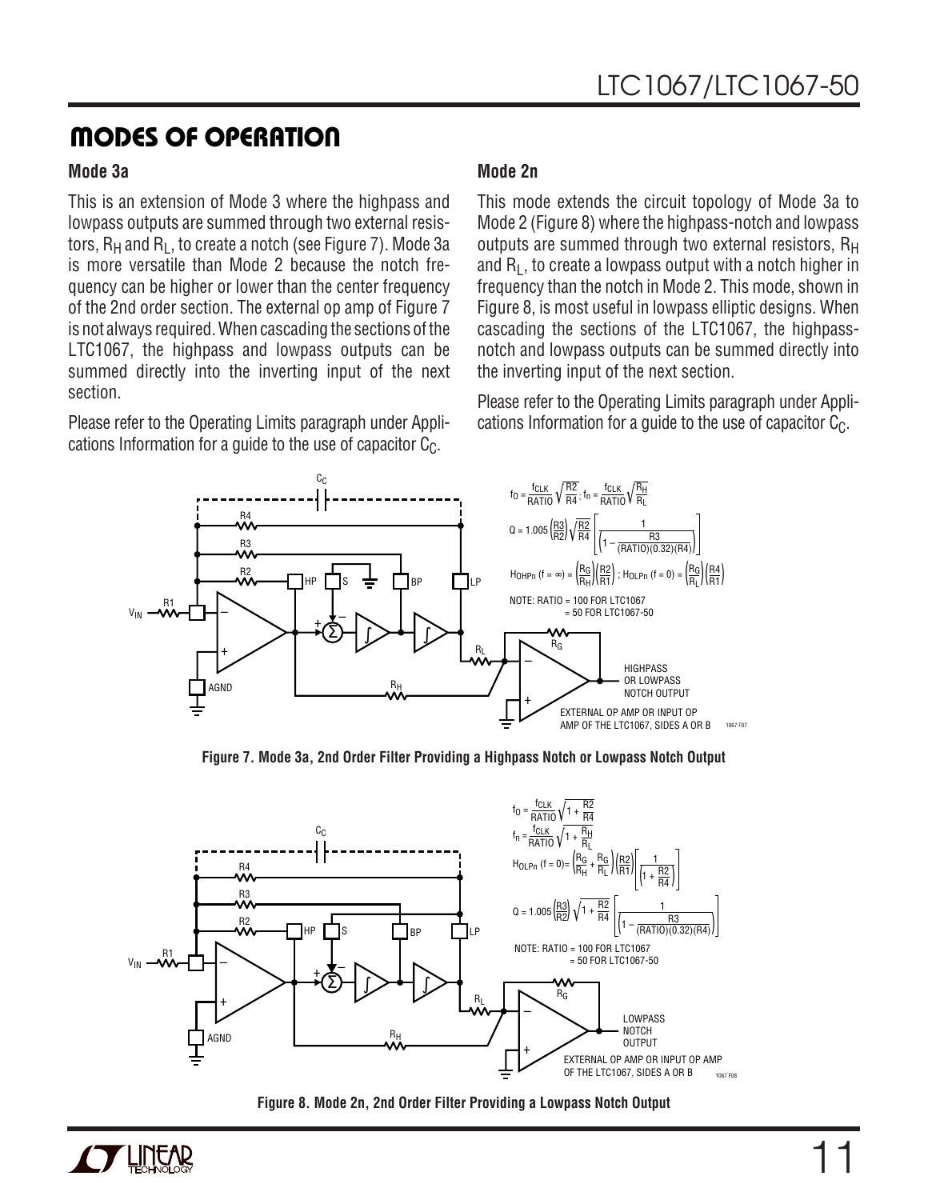## MODES OF OPERATION

### Mode 3a

This is an extension of Mode 3 where the highpass and lowpass outputs are summed through two external resistors, $R_H$ and $R_L$, to create a notch (see Figure 7). Mode 3a is more versatile than Mode 2 because the notch frequency can be higher or lower than the center frequency of the 2nd order section. The external op amp of Figure 7 is not always required. When cascading the sections of the LTC1067, the highpass and lowpass outputs can be summed directly into the inverting input of the next section.

Please refer to the Operating Limits paragraph under Applications Information for a guide to the use of capacitor $C_C$.

### Mode 2n

This mode extends the circuit topology of Mode 3a to Mode 2 (Figure 8) where the highpass-notch and lowpass outputs are summed through two external resistors, $R_H$ and $R_L$, to create a lowpass output with a notch higher in frequency than the notch in Mode 2. This mode, shown in Figure 8, is most useful in lowpass elliptic designs. When cascading the sections of the LTC1067, the highpass-notch and lowpass outputs can be summed directly into the inverting input of the next section.

Please refer to the Operating Limits paragraph under Applications Information for a guide to the use of capacitor $C_C$.

$$f_O = \frac{f_{CLK}}{RATIO}\sqrt{\frac{R2}{R4}}; \; f_n = \frac{f_{CLK}}{RATIO}\sqrt{\frac{R_H}{R_L}}$$

$$Q = 1.005\left(\frac{R3}{R2}\right)\sqrt{\frac{R2}{R4}}\left[\frac{1}{\left(1 - \frac{R3}{(RATIO)(0.32)(R4)}\right)}\right]$$

$$H_{OHPn}\,(f = \infty) = \left(\frac{R_G}{R_H}\right)\left(\frac{R2}{R1}\right); \; H_{OLPn}\,(f = 0) = \left(\frac{R_G}{R_L}\right)\left(\frac{R4}{R1}\right)$$

NOTE: RATIO = 100 FOR LTC1067
= 50 FOR LTC1067-50

Figure 7. Mode 3a, 2nd Order Filter Providing a Highpass Notch or Lowpass Notch Output

$$f_O = \frac{f_{CLK}}{RATIO}\sqrt{1 + \frac{R2}{R4}}$$

$$f_n = \frac{f_{CLK}}{RATIO}\sqrt{1 + \frac{R_H}{R_L}}$$

$$H_{OLPn}\,(f = 0) = \left(\frac{R_G}{R_H} + \frac{R_G}{R_L}\right)\left(\frac{R2}{R1}\right)\left[\frac{1}{\left(1 + \frac{R2}{R4}\right)}\right]$$

$$Q = 1.005\left(\frac{R3}{R2}\right)\sqrt{1 + \frac{R2}{R4}}\left[\frac{1}{\left(1 - \frac{R3}{(RATIO)(0.32)(R4)}\right)}\right]$$

NOTE: RATIO = 100 FOR LTC1067
= 50 FOR LTC1067-50

Figure 8. Mode 2n, 2nd Order Filter Providing a Lowpass Notch Output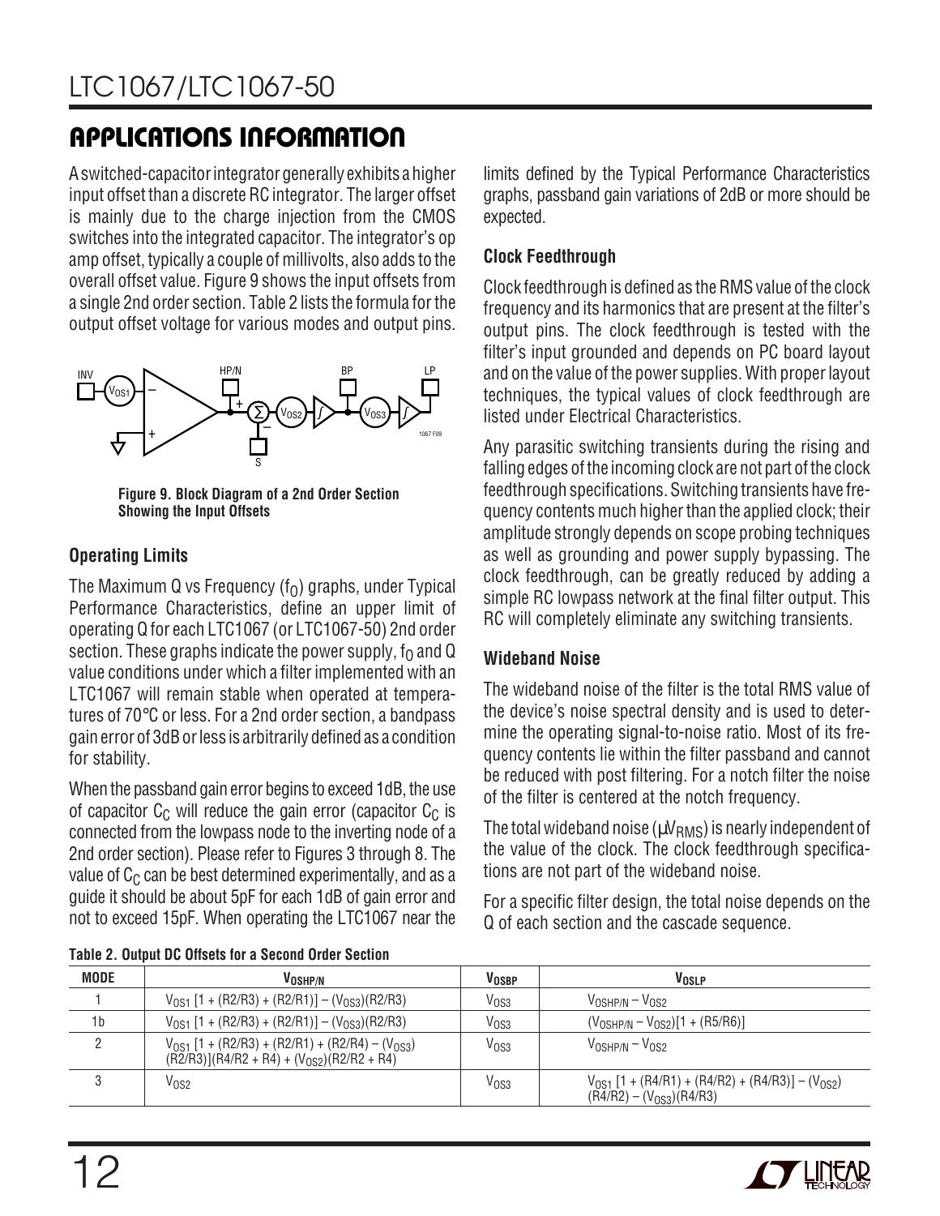## APPLICATIONS INFORMATION

A switched-capacitor integrator generally exhibits a higher input offset than a discrete RC integrator. The larger offset is mainly due to the charge injection from the CMOS switches into the integrated capacitor. The integrator's op amp offset, typically a couple of millivolts, also adds to the overall offset value. Figure 9 shows the input offsets from a single 2nd order section. Table 2 lists the formula for the output offset voltage for various modes and output pins.

**Figure 9. Block Diagram of a 2nd Order Section Showing the Input Offsets**

### Operating Limits

The Maximum Q vs Frequency ($f_O$) graphs, under Typical Performance Characteristics, define an upper limit of operating Q for each LTC1067 (or LTC1067-50) 2nd order section. These graphs indicate the power supply, $f_O$ and Q value conditions under which a filter implemented with an LTC1067 will remain stable when operated at temperatures of 70°C or less. For a 2nd order section, a bandpass gain error of 3dB or less is arbitrarily defined as a condition for stability.

When the passband gain error begins to exceed 1dB, the use of capacitor $C_C$ will reduce the gain error (capacitor $C_C$ is connected from the lowpass node to the inverting node of a 2nd order section). Please refer to Figures 3 through 8. The value of $C_C$ can be best determined experimentally, and as a guide it should be about 5pF for each 1dB of gain error and not to exceed 15pF. When operating the LTC1067 near the limits defined by the Typical Performance Characteristics graphs, passband gain variations of 2dB or more should be expected.

### Clock Feedthrough

Clock feedthrough is defined as the RMS value of the clock frequency and its harmonics that are present at the filter's output pins. The clock feedthrough is tested with the filter's input grounded and depends on PC board layout and on the value of the power supplies. With proper layout techniques, the typical values of clock feedthrough are listed under Electrical Characteristics.

Any parasitic switching transients during the rising and falling edges of the incoming clock are not part of the clock feedthrough specifications. Switching transients have frequency contents much higher than the applied clock; their amplitude strongly depends on scope probing techniques as well as grounding and power supply bypassing. The clock feedthrough, can be greatly reduced by adding a simple RC lowpass network at the final filter output. This RC will completely eliminate any switching transients.

### Wideband Noise

The wideband noise of the filter is the total RMS value of the device's noise spectral density and is used to determine the operating signal-to-noise ratio. Most of its frequency contents lie within the filter passband and cannot be reduced with post filtering. For a notch filter the noise of the filter is centered at the notch frequency.

The total wideband noise ($\mu V_{RMS}$) is nearly independent of the value of the clock. The clock feedthrough specifications are not part of the wideband noise.

For a specific filter design, the total noise depends on the Q of each section and the cascade sequence.

**Table 2. Output DC Offsets for a Second Order Section**

| MODE | $V_{OSHP/N}$ | $V_{OSBP}$ | $V_{OSLP}$ |
|---|---|---|---|
| 1 | $V_{OS1}$ [1 + (R2/R3) + (R2/R1)] – ($V_{OS3}$)(R2/R3) | $V_{OS3}$ | $V_{OSHP/N}$ – $V_{OS2}$ |
| 1b | $V_{OS1}$ [1 + (R2/R3) + (R2/R1)] – ($V_{OS3}$)(R2/R3) | $V_{OS3}$ | ($V_{OSHP/N}$ – $V_{OS2}$)[1 + (R5/R6)] |
| 2 | $V_{OS1}$ [1 + (R2/R3) + (R2/R1) + (R2/R4) – ($V_{OS3}$) (R2/R3)](R4/R2 + R4) + ($V_{OS2}$)(R2/R2 + R4) | $V_{OS3}$ | $V_{OSHP/N}$ – $V_{OS2}$ |
| 3 | $V_{OS2}$ | $V_{OS3}$ | $V_{OS1}$ [1 + (R4/R1) + (R4/R2) + (R4/R3)] – ($V_{OS2}$) (R4/R2) – ($V_{OS3}$)(R4/R3) |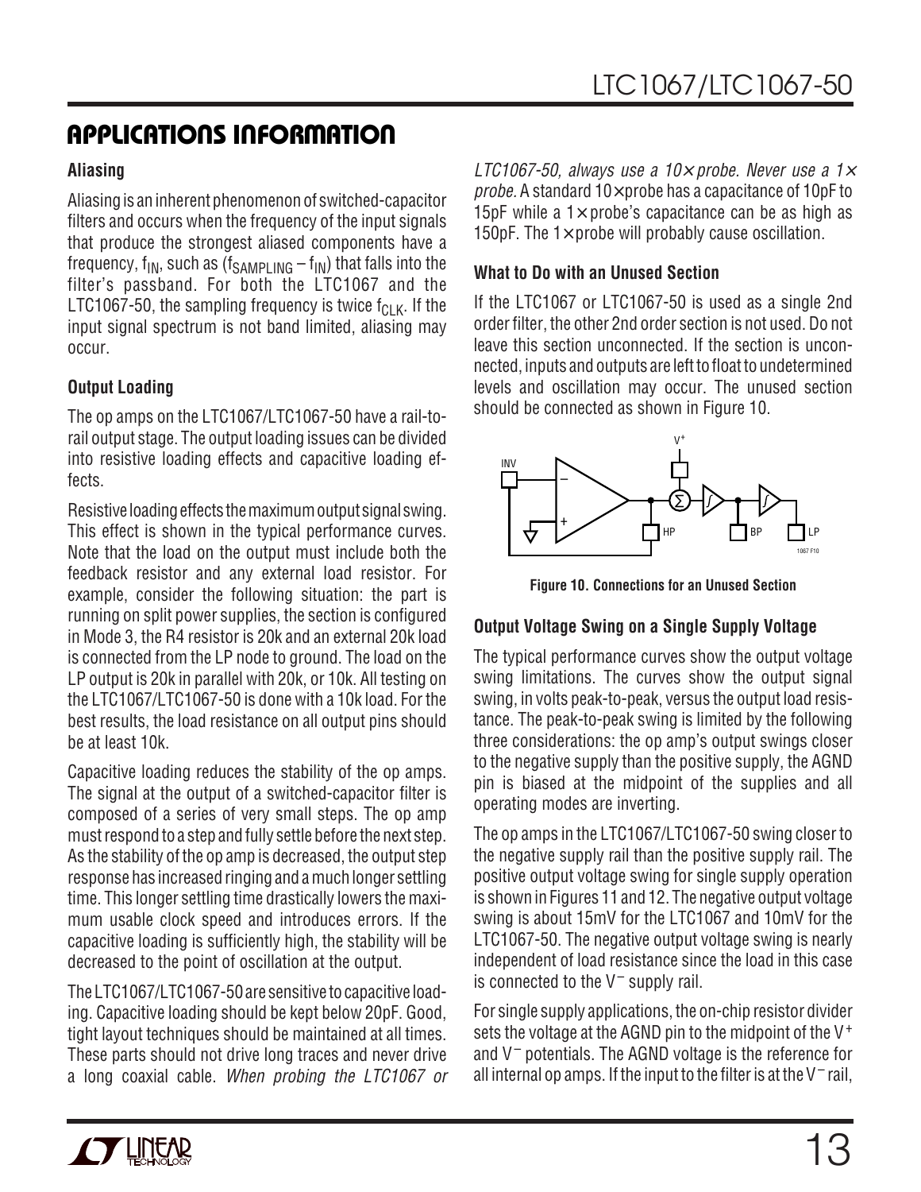## APPLICATIONS INFORMATION

### Aliasing

Aliasing is an inherent phenomenon of switched-capacitor filters and occurs when the frequency of the input signals that produce the strongest aliased components have a frequency, $f_{IN}$, such as ($f_{SAMPLING} - f_{IN}$) that falls into the filter's passband. For both the LTC1067 and the LTC1067-50, the sampling frequency is twice $f_{CLK}$. If the input signal spectrum is not band limited, aliasing may occur.

### Output Loading

The op amps on the LTC1067/LTC1067-50 have a rail-to-rail output stage. The output loading issues can be divided into resistive loading effects and capacitive loading effects.

Resistive loading effects the maximum output signal swing. This effect is shown in the typical performance curves. Note that the load on the output must include both the feedback resistor and any external load resistor. For example, consider the following situation: the part is running on split power supplies, the section is configured in Mode 3, the R4 resistor is 20k and an external 20k load is connected from the LP node to ground. The load on the LP output is 20k in parallel with 20k, or 10k. All testing on the LTC1067/LTC1067-50 is done with a 10k load. For the best results, the load resistance on all output pins should be at least 10k.

Capacitive loading reduces the stability of the op amps. The signal at the output of a switched-capacitor filter is composed of a series of very small steps. The op amp must respond to a step and fully settle before the next step. As the stability of the op amp is decreased, the output step response has increased ringing and a much longer settling time. This longer settling time drastically lowers the maximum usable clock speed and introduces errors. If the capacitive loading is sufficiently high, the stability will be decreased to the point of oscillation at the output.

The LTC1067/LTC1067-50 are sensitive to capacitive loading. Capacitive loading should be kept below 20pF. Good, tight layout techniques should be maintained at all times. These parts should not drive long traces and never drive a long coaxial cable. *When probing the LTC1067 or LTC1067-50, always use a 10× probe. Never use a 1× probe.* A standard 10× probe has a capacitance of 10pF to 15pF while a 1× probe's capacitance can be as high as 150pF. The 1× probe will probably cause oscillation.

### What to Do with an Unused Section

If the LTC1067 or LTC1067-50 is used as a single 2nd order filter, the other 2nd order section is not used. Do not leave this section unconnected. If the section is unconnected, inputs and outputs are left to float to undetermined levels and oscillation may occur. The unused section should be connected as shown in Figure 10.

**Figure 10. Connections for an Unused Section**

### Output Voltage Swing on a Single Supply Voltage

The typical performance curves show the output voltage swing limitations. The curves show the output signal swing, in volts peak-to-peak, versus the output load resistance. The peak-to-peak swing is limited by the following three considerations: the op amp's output swings closer to the negative supply than the positive supply, the AGND pin is biased at the midpoint of the supplies and all operating modes are inverting.

The op amps in the LTC1067/LTC1067-50 swing closer to the negative supply rail than the positive supply rail. The positive output voltage swing for single supply operation is shown in Figures 11 and 12. The negative output voltage swing is about 15mV for the LTC1067 and 10mV for the LTC1067-50. The negative output voltage swing is nearly independent of load resistance since the load in this case is connected to the $V^-$ supply rail.

For single supply applications, the on-chip resistor divider sets the voltage at the AGND pin to the midpoint of the $V^+$ and $V^-$ potentials. The AGND voltage is the reference for all internal op amps. If the input to the filter is at the $V^-$ rail,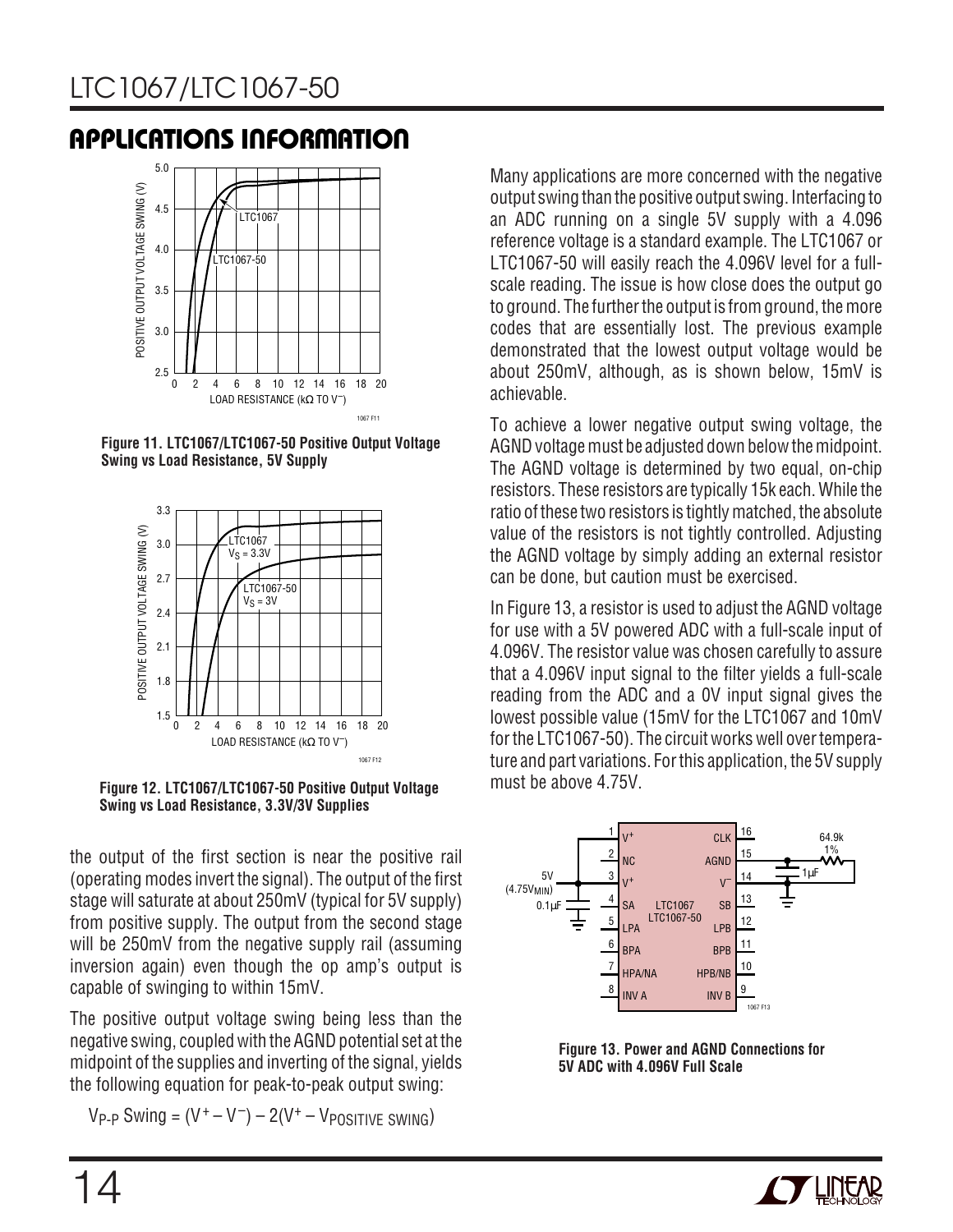## APPLICATIONS INFORMATION

**Figure 11. LTC1067/LTC1067-50 Positive Output Voltage Swing vs Load Resistance, 5V Supply**

**Figure 12. LTC1067/LTC1067-50 Positive Output Voltage Swing vs Load Resistance, 3.3V/3V Supplies**

the output of the first section is near the positive rail (operating modes invert the signal). The output of the first stage will saturate at about 250mV (typical for 5V supply) from positive supply. The output from the second stage will be 250mV from the negative supply rail (assuming inversion again) even though the op amp's output is capable of swinging to within 15mV.

The positive output voltage swing being less than the negative swing, coupled with the AGND potential set at the midpoint of the supplies and inverting of the signal, yields the following equation for peak-to-peak output swing:

$$V_{P\text{-}P}\text{ Swing} = (V^+ - V^-) - 2(V^+ - V_{POSITIVE\ SWING})$$

Many applications are more concerned with the negative output swing than the positive output swing. Interfacing to an ADC running on a single 5V supply with a 4.096 reference voltage is a standard example. The LTC1067 or LTC1067-50 will easily reach the 4.096V level for a full-scale reading. The issue is how close does the output go to ground. The further the output is from ground, the more codes that are essentially lost. The previous example demonstrated that the lowest output voltage would be about 250mV, although, as is shown below, 15mV is achievable.

To achieve a lower negative output swing voltage, the AGND voltage must be adjusted down below the midpoint. The AGND voltage is determined by two equal, on-chip resistors. These resistors are typically 15k each. While the ratio of these two resistors is tightly matched, the absolute value of the resistors is not tightly controlled. Adjusting the AGND voltage by simply adding an external resistor can be done, but caution must be exercised.

In Figure 13, a resistor is used to adjust the AGND voltage for use with a 5V powered ADC with a full-scale input of 4.096V. The resistor value was chosen carefully to assure that a 4.096V input signal to the filter yields a full-scale reading from the ADC and a 0V input signal gives the lowest possible value (15mV for the LTC1067 and 10mV for the LTC1067-50). The circuit works well over temperature and part variations. For this application, the 5V supply must be above 4.75V.

**Figure 13. Power and AGND Connections for 5V ADC with 4.096V Full Scale**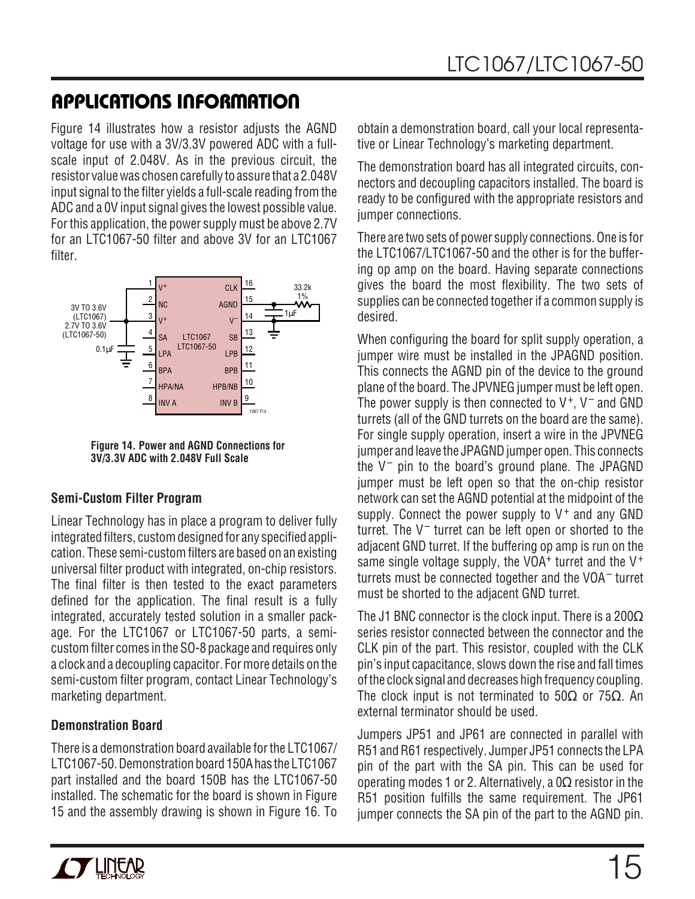## APPLICATIONS INFORMATION

Figure 14 illustrates how a resistor adjusts the AGND voltage for use with a 3V/3.3V powered ADC with a full-scale input of 2.048V. As in the previous circuit, the resistor value was chosen carefully to assure that a 2.048V input signal to the filter yields a full-scale reading from the ADC and a 0V input signal gives the lowest possible value. For this application, the power supply must be above 2.7V for an LTC1067-50 filter and above 3V for an LTC1067 filter.

**Figure 14. Power and AGND Connections for 3V/3.3V ADC with 2.048V Full Scale**

### Semi-Custom Filter Program

Linear Technology has in place a program to deliver fully integrated filters, custom designed for any specified application. These semi-custom filters are based on an existing universal filter product with integrated, on-chip resistors. The final filter is then tested to the exact parameters defined for the application. The final result is a fully integrated, accurately tested solution in a smaller package. For the LTC1067 or LTC1067-50 parts, a semi-custom filter comes in the SO-8 package and requires only a clock and a decoupling capacitor. For more details on the semi-custom filter program, contact Linear Technology's marketing department.

### Demonstration Board

There is a demonstration board available for the LTC1067/LTC1067-50. Demonstration board 150A has the LTC1067 part installed and the board 150B has the LTC1067-50 installed. The schematic for the board is shown in Figure 15 and the assembly drawing is shown in Figure 16. To obtain a demonstration board, call your local representative or Linear Technology's marketing department.

The demonstration board has all integrated circuits, connectors and decoupling capacitors installed. The board is ready to be configured with the appropriate resistors and jumper connections.

There are two sets of power supply connections. One is for the LTC1067/LTC1067-50 and the other is for the buffering op amp on the board. Having separate connections gives the board the most flexibility. The two sets of supplies can be connected together if a common supply is desired.

When configuring the board for split supply operation, a jumper wire must be installed in the JPAGND position. This connects the AGND pin of the device to the ground plane of the board. The JPVNEG jumper must be left open. The power supply is then connected to $V^+$, $V^-$ and GND turrets (all of the GND turrets on the board are the same). For single supply operation, insert a wire in the JPVNEG jumper and leave the JPAGND jumper open. This connects the $V^-$ pin to the board's ground plane. The JPAGND jumper must be left open so that the on-chip resistor network can set the AGND potential at the midpoint of the supply. Connect the power supply to $V^+$ and any GND turret. The $V^-$ turret can be left open or shorted to the adjacent GND turret. If the buffering op amp is run on the same single voltage supply, the $VOA^+$ turret and the $V^+$ turrets must be connected together and the $VOA^-$ turret must be shorted to the adjacent GND turret.

The J1 BNC connector is the clock input. There is a 200Ω series resistor connected between the connector and the CLK pin of the part. This resistor, coupled with the CLK pin's input capacitance, slows down the rise and fall times of the clock signal and decreases high frequency coupling. The clock input is not terminated to 50Ω or 75Ω. An external terminator should be used.

Jumpers JP51 and JP61 are connected in parallel with R51 and R61 respectively. Jumper JP51 connects the LPA pin of the part with the SA pin. This can be used for operating modes 1 or 2. Alternatively, a 0Ω resistor in the R51 position fulfills the same requirement. The JP61 jumper connects the SA pin of the part to the AGND pin.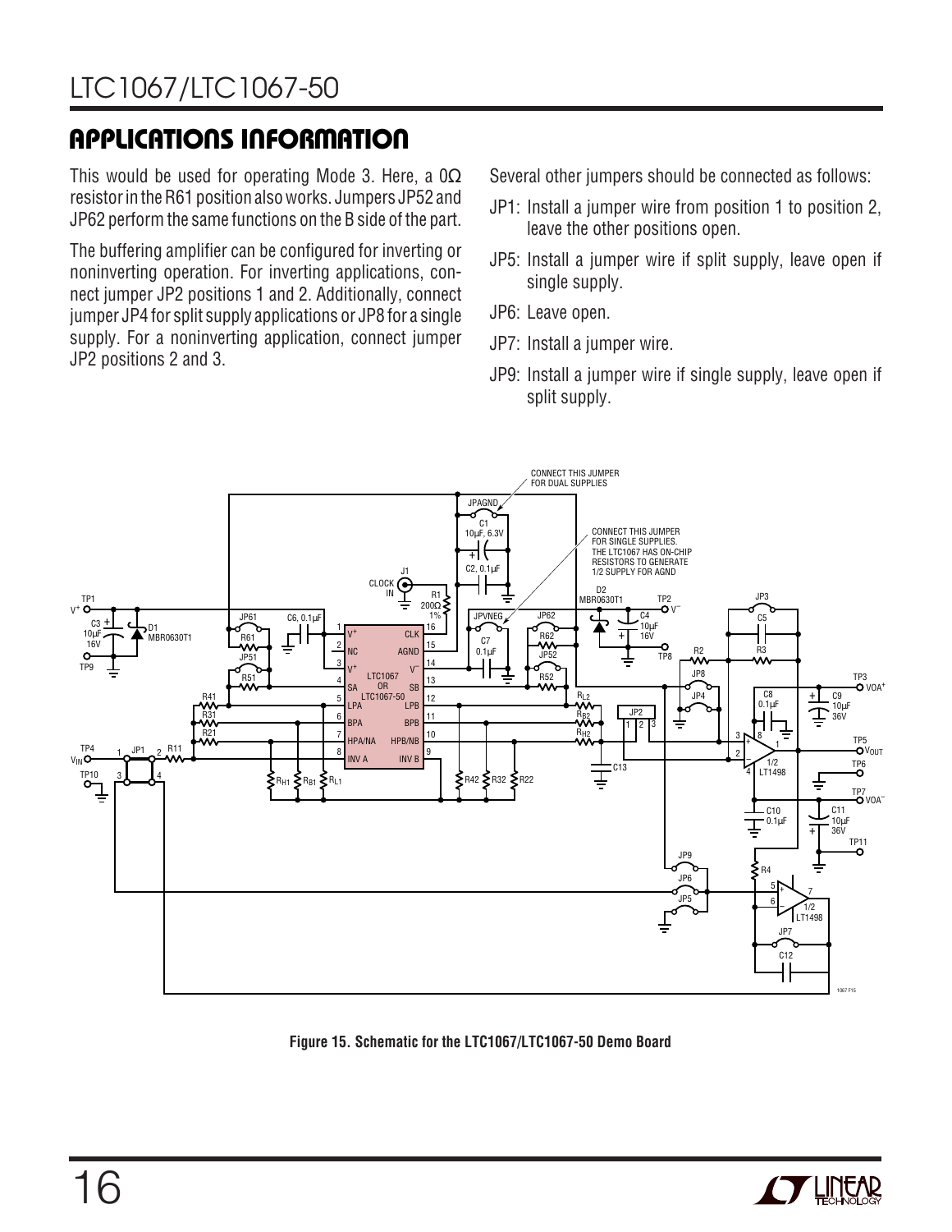## APPLICATIONS INFORMATION

This would be used for operating Mode 3. Here, a 0Ω resistor in the R61 position also works. Jumpers JP52 and JP62 perform the same functions on the B side of the part.

The buffering amplifier can be configured for inverting or noninverting operation. For inverting applications, connect jumper JP2 positions 1 and 2. Additionally, connect jumper JP4 for split supply applications or JP8 for a single supply. For a noninverting application, connect jumper JP2 positions 2 and 3.

Several other jumpers should be connected as follows:

- JP1: Install a jumper wire from position 1 to position 2, leave the other positions open.
- JP5: Install a jumper wire if split supply, leave open if single supply.
- JP6: Leave open.
- JP7: Install a jumper wire.
- JP9: Install a jumper wire if single supply, leave open if split supply.

**Figure 15. Schematic for the LTC1067/LTC1067-50 Demo Board**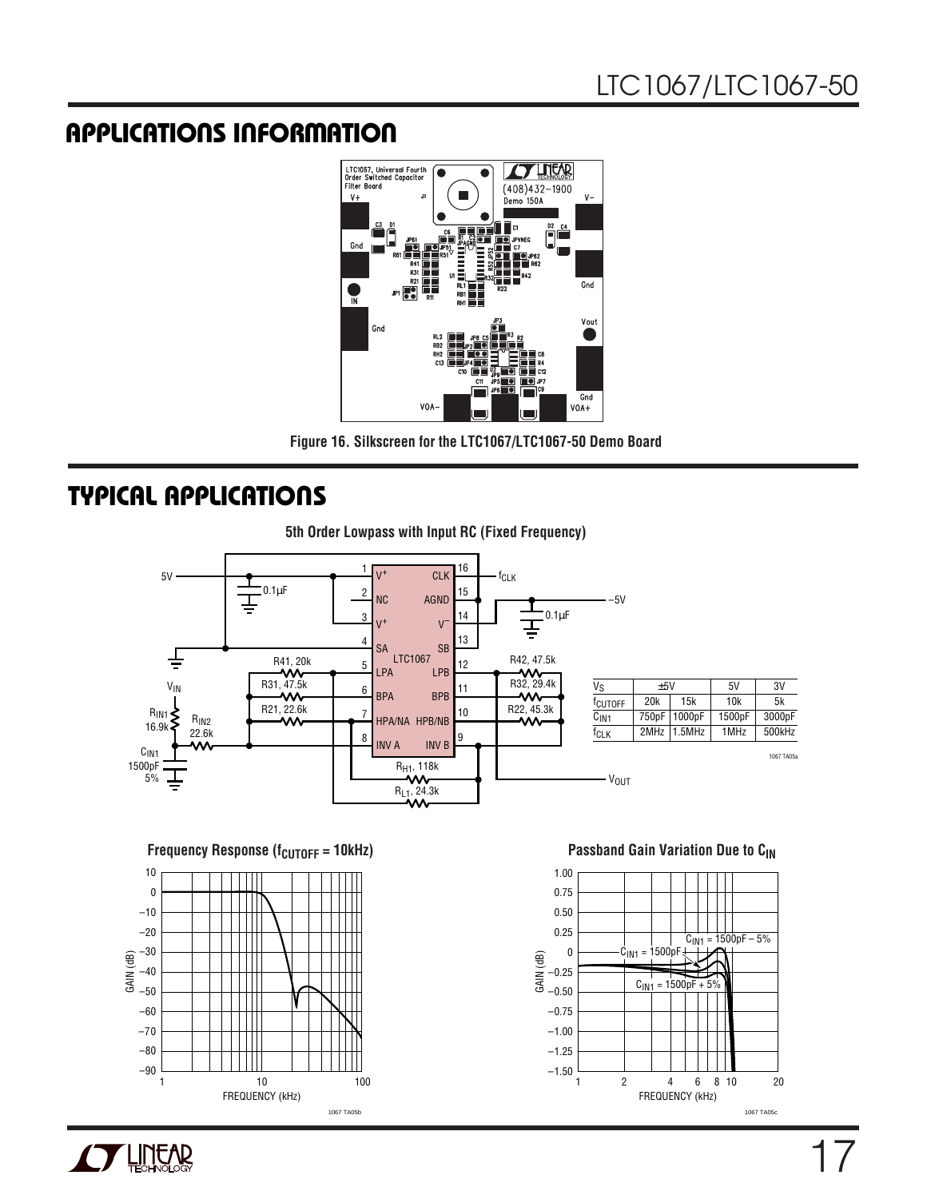## APPLICATIONS INFORMATION

Figure 16. Silkscreen for the LTC1067/LTC1067-50 Demo Board

## TYPICAL APPLICATIONS

**5th Order Lowpass with Input RC (Fixed Frequency)**

| $V_S$ | ±5V | | 5V | 3V |
|---|---|---|---|---|
| $f_{CUTOFF}$ | 20k | 15k | 10k | 5k |
| $C_{IN1}$ | 750pF | 1000pF | 1500pF | 3000pF |
| $f_{CLK}$ | 2MHz | 1.5MHz | 1MHz | 500kHz |

**Frequency Response ($f_{CUTOFF}$ = 10kHz)**

**Passband Gain Variation Due to $C_{IN}$**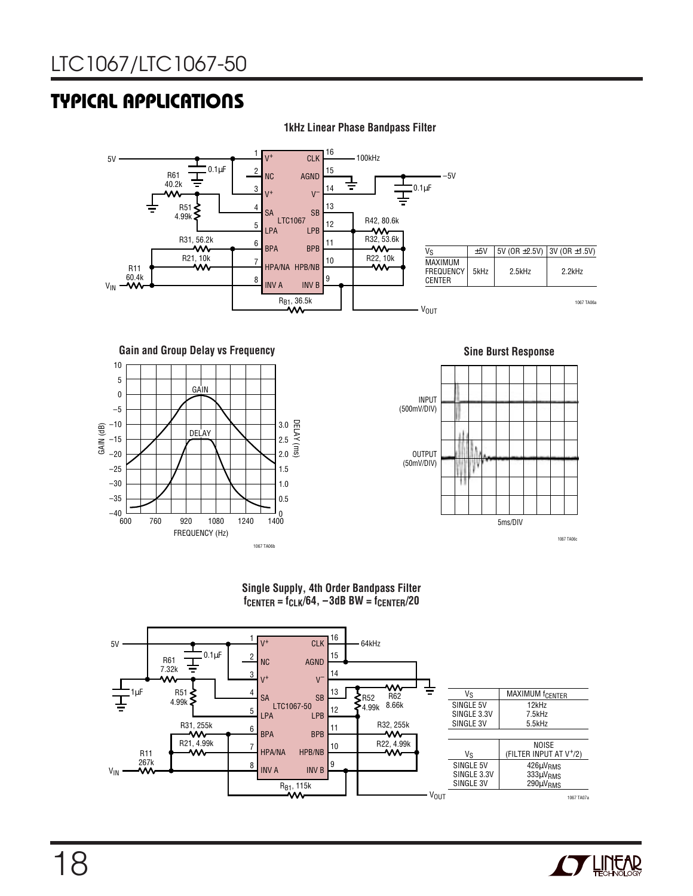## TYPICAL APPLICATIONS

**1kHz Linear Phase Bandpass Filter**

| $V_S$ | ±5V | 5V (OR ±2.5V) | 3V (OR ±1.5V) |
|---|---|---|---|
| MAXIMUM FREQUENCY CENTER | 5kHz | 2.5kHz | 2.2kHz |

**Gain and Group Delay vs Frequency**

**Sine Burst Response**

**Single Supply, 4th Order Bandpass Filter**
**$f_{CENTER} = f_{CLK}/64$, −3dB BW = $f_{CENTER}/20$**

| $V_S$ | MAXIMUM $f_{CENTER}$ |
|---|---|
| SINGLE 5V | 12kHz |
| SINGLE 3.3V | 7.5kHz |
| SINGLE 3V | 5.5kHz |

| $V_S$ | NOISE (FILTER INPUT AT $V^+/2$) |
|---|---|
| SINGLE 5V | $426\mu V_{RMS}$ |
| SINGLE 3.3V | $333\mu V_{RMS}$ |
| SINGLE 3V | $290\mu V_{RMS}$ |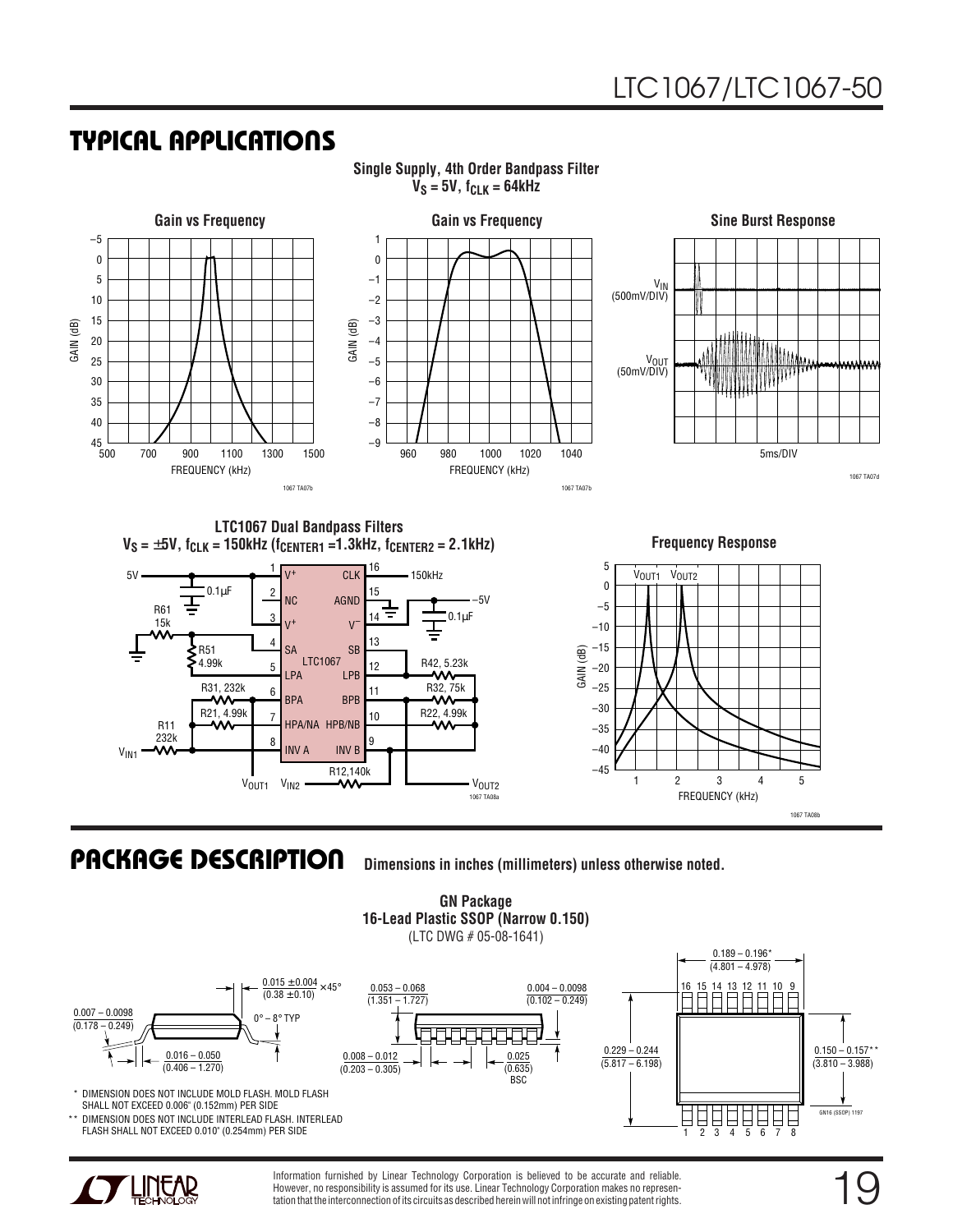## TYPICAL APPLICATIONS

**Single Supply, 4th Order Bandpass Filter**
**$V_S$ = 5V, $f_{CLK}$ = 64kHz**

**Gain vs Frequency**

**Gain vs Frequency**

**Sine Burst Response**

**LTC1067 Dual Bandpass Filters**
**$V_S$ = ±5V, $f_{CLK}$ = 150kHz ($f_{CENTER1}$ = 1.3kHz, $f_{CENTER2}$ = 2.1kHz)**

**Frequency Response**

## PACKAGE DESCRIPTION

**Dimensions in inches (millimeters) unless otherwise noted.**

**GN Package**
**16-Lead Plastic SSOP (Narrow 0.150)**
(LTC DWG # 05-08-1641)

\* DIMENSION DOES NOT INCLUDE MOLD FLASH. MOLD FLASH SHALL NOT EXCEED 0.006" (0.152mm) PER SIDE

\*\* DIMENSION DOES NOT INCLUDE INTERLEAD FLASH. INTERLEAD FLASH SHALL NOT EXCEED 0.010" (0.254mm) PER SIDE

Information furnished by Linear Technology Corporation is believed to be accurate and reliable. However, no responsibility is assumed for its use. Linear Technology Corporation makes no representation that the interconnection of its circuits as described herein will not infringe on existing patent rights.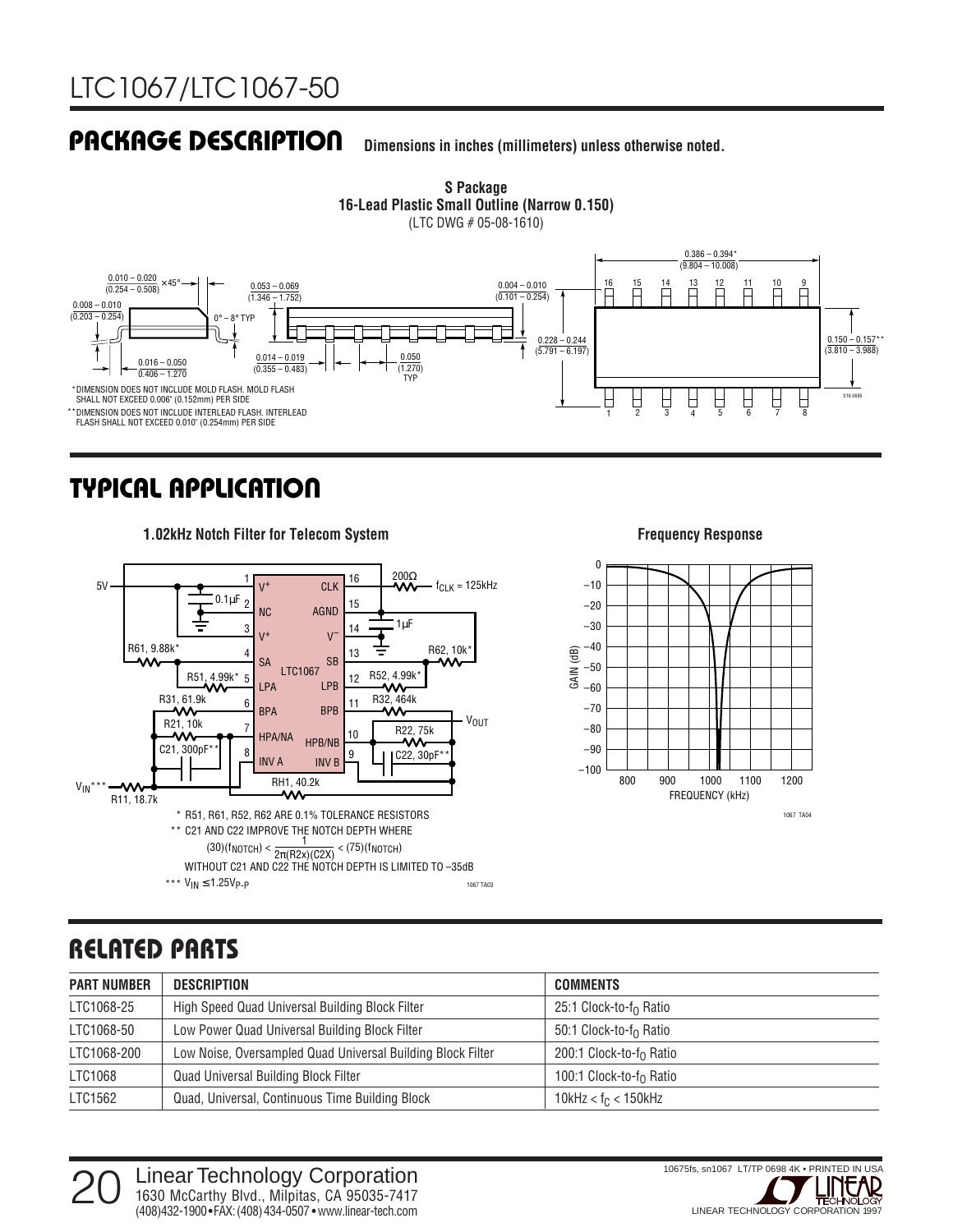## PACKAGE DESCRIPTION

**Dimensions in inches (millimeters) unless otherwise noted.**

**S Package**
**16-Lead Plastic Small Outline (Narrow 0.150)**
(LTC DWG # 05-08-1610)

0.010 – 0.020 (0.254 – 0.508) × 45°
0.008 – 0.010 (0.203 – 0.254)
0° – 8° TYP
0.016 – 0.050 (0.406 – 1.270)
0.053 – 0.069 (1.346 – 1.752)
0.014 – 0.019 (0.355 – 0.483)
0.050 (1.270) TYP
0.004 – 0.010 (0.101 – 0.254)
0.386 – 0.394* (9.804 – 10.008)
0.228 – 0.244 (5.791 – 6.197)
0.150 – 0.157** (3.810 – 3.988)
16 15 14 13 12 11 10 9
1 2 3 4 5 6 7 8
S16 0695

*DIMENSION DOES NOT INCLUDE MOLD FLASH. MOLD FLASH SHALL NOT EXCEED 0.006" (0.152mm) PER SIDE

**DIMENSION DOES NOT INCLUDE INTERLEAD FLASH. INTERLEAD FLASH SHALL NOT EXCEED 0.010" (0.254mm) PER SIDE

## TYPICAL APPLICATION

**1.02kHz Notch Filter for Telecom System**

5V
0.1μF
R61, 9.88k*
R51, 4.99k*
R31, 61.9k
R21, 10k
C21, 300pF**
$V_{IN}$***
R11, 18.7k
LTC1067
1 $V^+$, 2 NC, 3 $V^+$, 4 SA, 5 LPA, 6 BPA, 7 HPA/NA, 8 INV A
16 CLK, 15 AGND, 14 $V^-$, 13 SB, 12 LPB, 11 BPB, 10 HPB/NB, 9 INV B
200Ω
$f_{CLK}$ = 125kHz
1μF
R62, 10k*
R52, 4.99k*
R32, 464k
$V_{OUT}$
R22, 75k
C22, 30pF**
RH1, 40.2k

\* R51, R61, R52, R62 ARE 0.1% TOLERANCE RESISTORS

\*\* C21 AND C22 IMPROVE THE NOTCH DEPTH WHERE

$$(30)(f_{NOTCH}) < \frac{1}{2\pi(R2x)(C2X)} < (75)(f_{NOTCH})$$

WITHOUT C21 AND C22 THE NOTCH DEPTH IS LIMITED TO –35dB

\*\*\* $V_{IN} \leq 1.25V_{P-P}$

1067 TA03

**Frequency Response**

GAIN (dB)
0, –10, –20, –30, –40, –50, –60, –70, –80, –90, –100
FREQUENCY (kHz)
800, 900, 1000, 1100, 1200

1067 TA04

## RELATED PARTS

| PART NUMBER | DESCRIPTION | COMMENTS |
|---|---|---|
| LTC1068-25 | High Speed Quad Universal Building Block Filter | 25:1 Clock-to-$f_0$ Ratio |
| LTC1068-50 | Low Power Quad Universal Building Block Filter | 50:1 Clock-to-$f_0$ Ratio |
| LTC1068-200 | Low Noise, Oversampled Quad Universal Building Block Filter | 200:1 Clock-to-$f_0$ Ratio |
| LTC1068 | Quad Universal Building Block Filter | 100:1 Clock-to-$f_0$ Ratio |
| LTC1562 | Quad, Universal, Continuous Time Building Block | 10kHz < $f_C$ < 150kHz |

Linear Technology Corporation
1630 McCarthy Blvd., Milpitas, CA 95035-7417
(408)432-1900 • FAX: (408) 434-0507 • www.linear-tech.com

10675fs, sn1067 LT/TP 0698 4K • PRINTED IN USA

© LINEAR TECHNOLOGY CORPORATION 1997